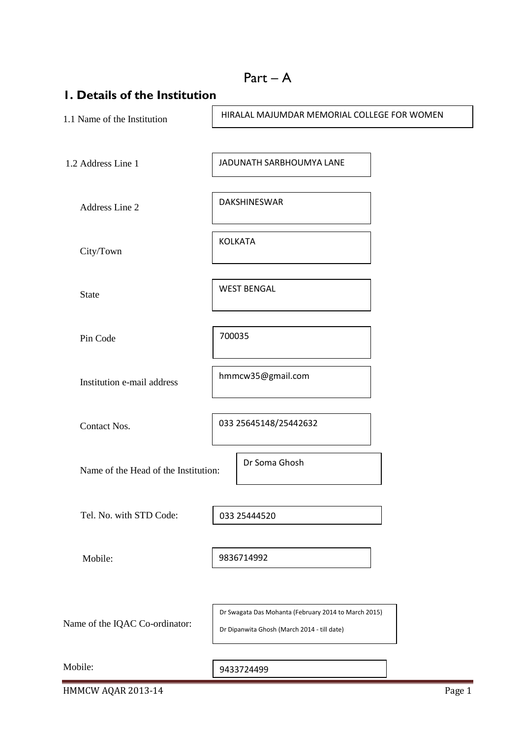# Part – A

## 1. Details of the Institution

| | |
|---|---|
| 1.1 Name of the Institution | HIRALAL MAJUMDAR MEMORIAL COLLEGE FOR WOMEN |
| 1.2 Address Line 1 | JADUNATH SARBHOUMYA LANE |
| Address Line 2 | DAKSHINESWAR |
| City/Town | KOLKATA |
| State | WEST BENGAL |
| Pin Code | 700035 |
| Institution e-mail address | hmmcw35@gmail.com |
| Contact Nos. | 033 25645148/25442632 |
| Name of the Head of the Institution: | Dr Soma Ghosh |
| Tel. No. with STD Code: | 033 25444520 |
| Mobile: | 9836714992 |
| Name of the IQAC Co-ordinator: | Dr Swagata Das Mohanta (February 2014 to March 2015)<br>Dr Dipanwita Ghosh (March 2014 - till date) |
| Mobile: | 9433724499 |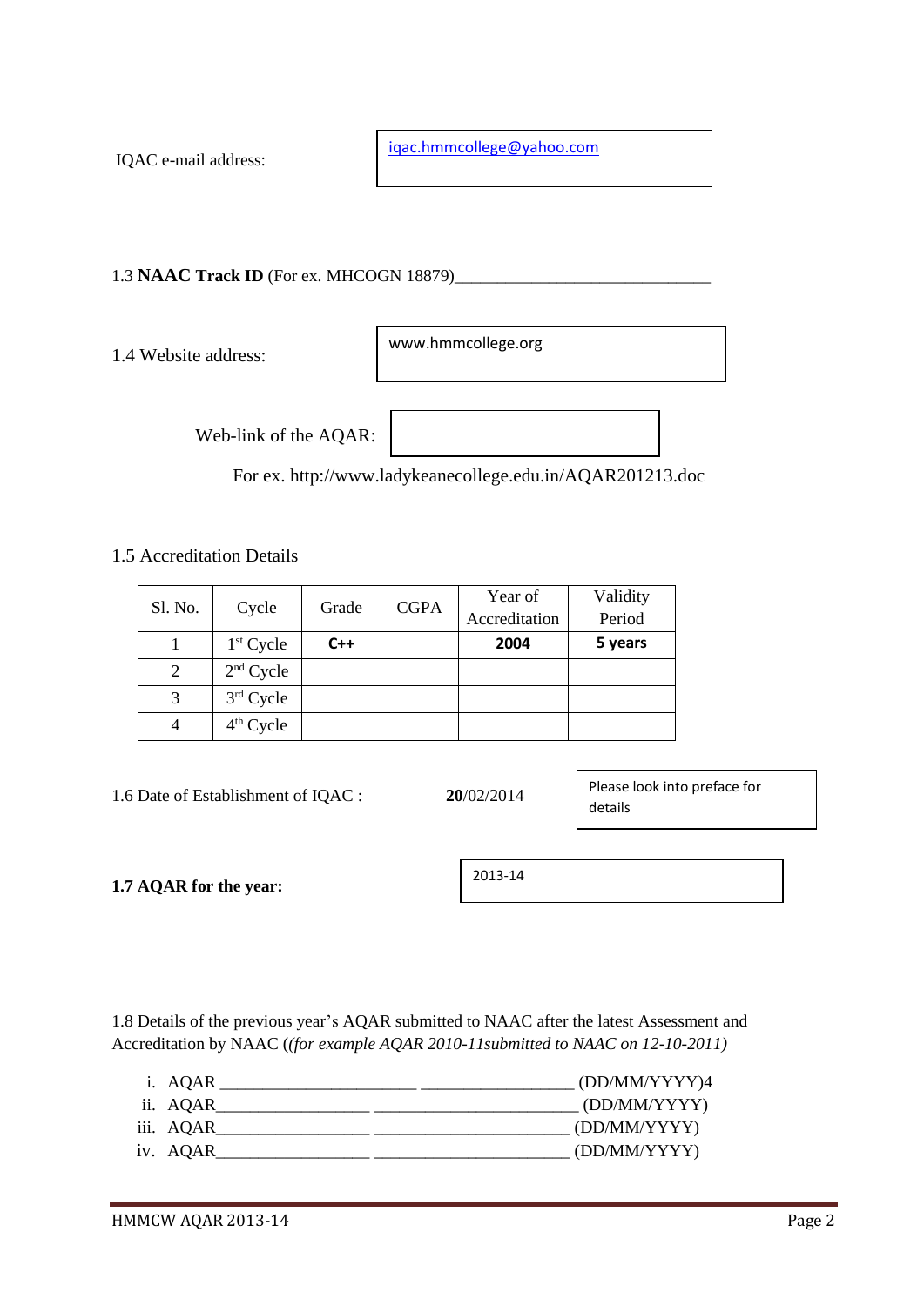IQAC e-mail address: iqac.hmmcollege@yahoo.com

1.3 **NAAC Track ID** (For ex. MHCOGN 18879)______________________________

1.4 Website address: www.hmmcollege.org

Web-link of the AQAR:

For ex. http://www.ladykeanecollege.edu.in/AQAR201213.doc

1.5 Accreditation Details

| Sl. No. | Cycle | Grade | CGPA | Year of Accreditation | Validity Period |
|---|---|---|---|---|---|
| 1 | 1st Cycle | **C++** | | **2004** | **5 years** |
| 2 | 2nd Cycle | | | | |
| 3 | 3rd Cycle | | | | |
| 4 | 4th Cycle | | | | |

1.6 Date of Establishment of IQAC : **20**/02/2014

Please look into preface for details

**1.7 AQAR for the year:** 2013-14

1.8 Details of the previous year's AQAR submitted to NAAC after the latest Assessment and Accreditation by NAAC (*(for example AQAR 2010-11submitted to NAAC on 12-10-2011)*

i. AQAR _______________________ __________________ (DD/MM/YYYY)4
ii. AQAR__________________ ________________________ (DD/MM/YYYY)
iii. AQAR__________________ _______________________ (DD/MM/YYYY)
iv. AQAR__________________ _______________________ (DD/MM/YYYY)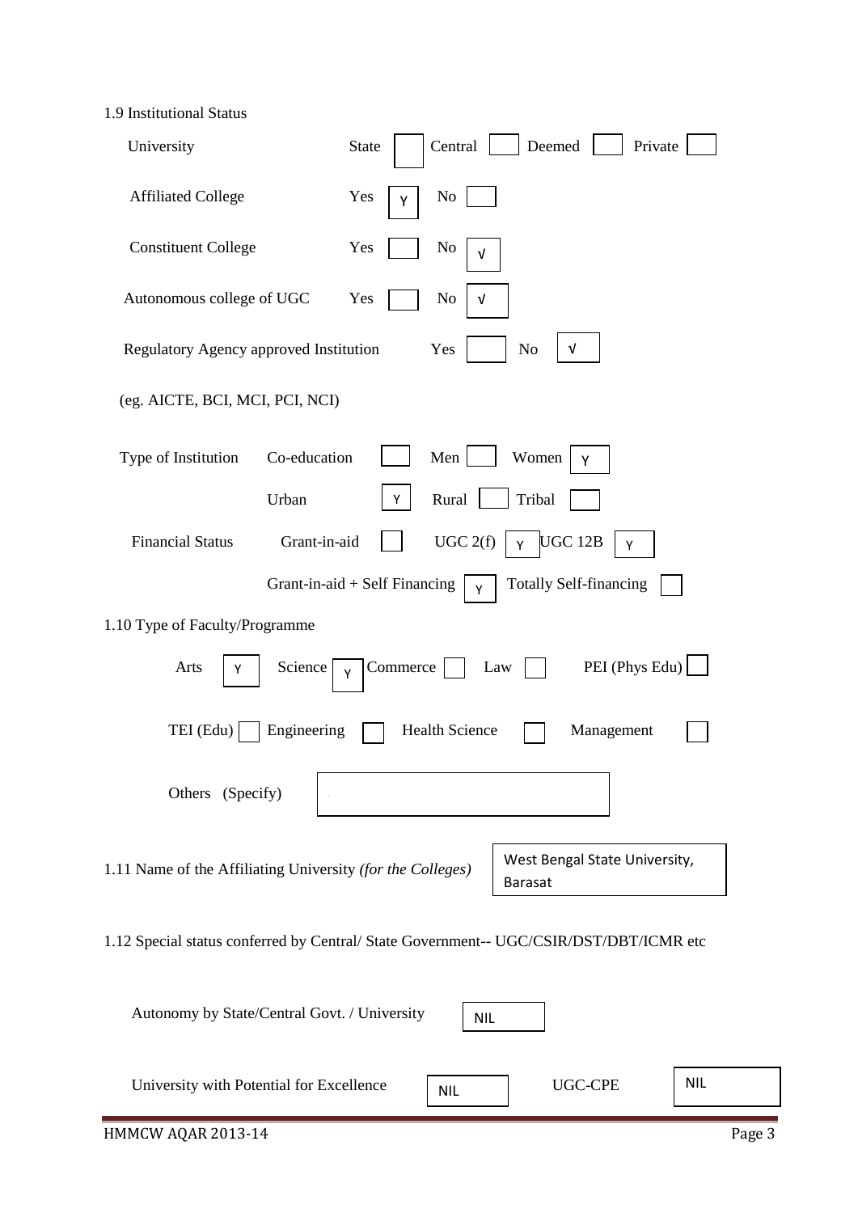1.9 Institutional Status

University State [ ] Central [ ] Deemed [ ] Private [ ]

Affiliated College Yes [Y] No [ ]

Constituent College Yes [ ] No [√]

Autonomous college of UGC Yes [ ] No [√]

Regulatory Agency approved Institution Yes [ ] No [√]

(eg. AICTE, BCI, MCI, PCI, NCI)

Type of Institution Co-education [ ] Men [ ] Women [Y]

Urban [Y] Rural [ ] Tribal [ ]

Financial Status Grant-in-aid [ ] UGC 2(f) [Y] UGC 12B [Y]

Grant-in-aid + Self Financing [Y] Totally Self-financing [ ]

1.10 Type of Faculty/Programme

Arts [Y] Science [Y] Commerce [ ] Law [ ] PEI (Phys Edu) [ ]

TEI (Edu) [ ] Engineering [ ] Health Science [ ] Management [ ]

Others (Specify) [ ]

1.11 Name of the Affiliating University *(for the Colleges)* West Bengal State University, Barasat

1.12 Special status conferred by Central/ State Government-- UGC/CSIR/DST/DBT/ICMR etc

Autonomy by State/Central Govt. / University NIL

University with Potential for Excellence NIL UGC-CPE NIL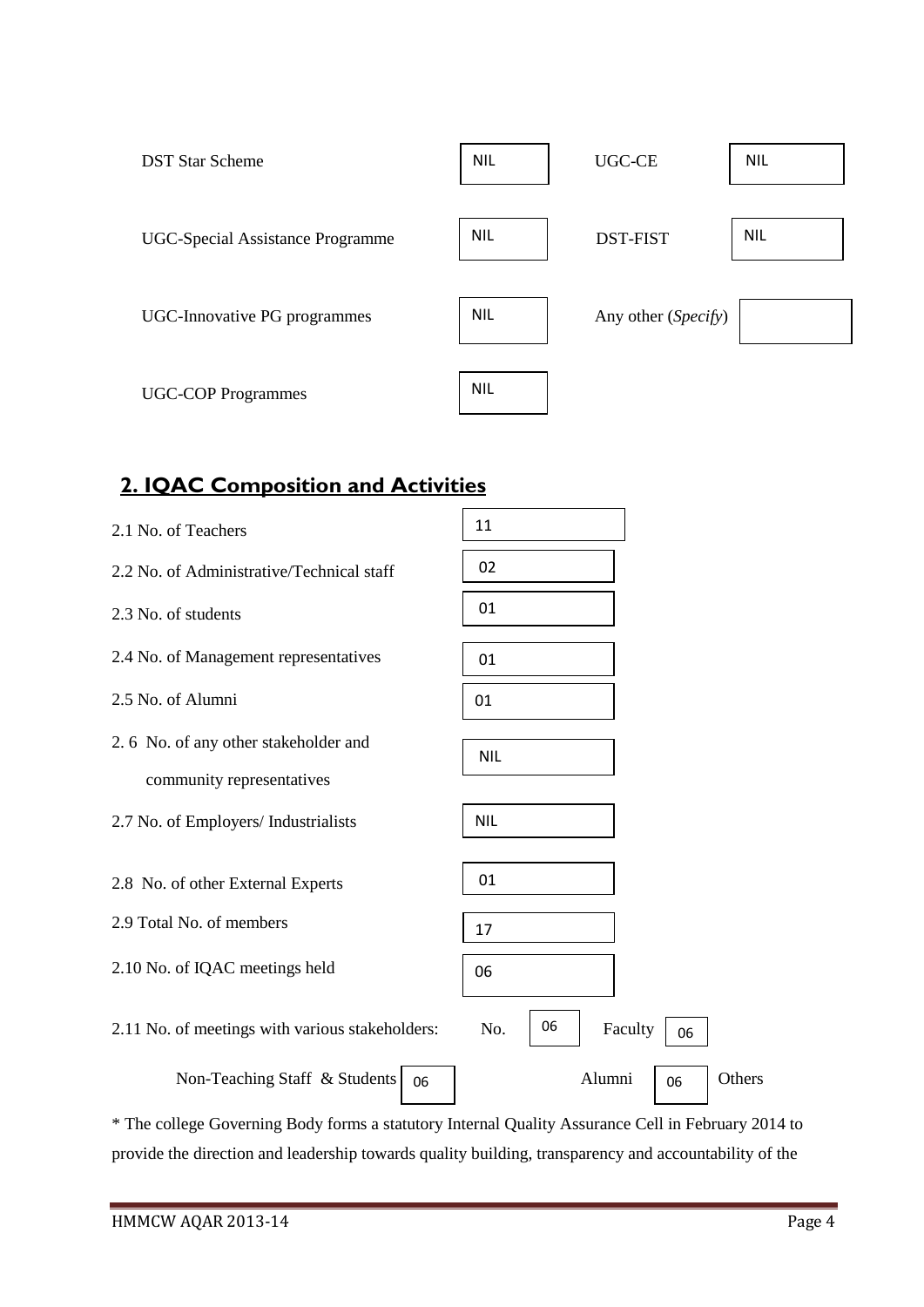| | | | |
|---|---|---|---|
| DST Star Scheme | NIL | UGC-CE | NIL |
| UGC-Special Assistance Programme | NIL | DST-FIST | NIL |
| UGC-Innovative PG programmes | NIL | Any other (*Specify*) | |
| UGC-COP Programmes | NIL | | |

## 2. IQAC Composition and Activities

| | |
|---|---|
| 2.1 No. of Teachers | 11 |
| 2.2 No. of Administrative/Technical staff | 02 |
| 2.3 No. of students | 01 |
| 2.4 No. of Management representatives | 01 |
| 2.5 No. of Alumni | 01 |
| 2. 6 No. of any other stakeholder and community representatives | NIL |
| 2.7 No. of Employers/ Industrialists | NIL |
| 2.8 No. of other External Experts | 01 |
| 2.9 Total No. of members | 17 |
| 2.10 No. of IQAC meetings held | 06 |

2.11 No. of meetings with various stakeholders: No. 06 Faculty 06

Non-Teaching Staff & Students 06 Alumni 06 Others

\* The college Governing Body forms a statutory Internal Quality Assurance Cell in February 2014 to provide the direction and leadership towards quality building, transparency and accountability of the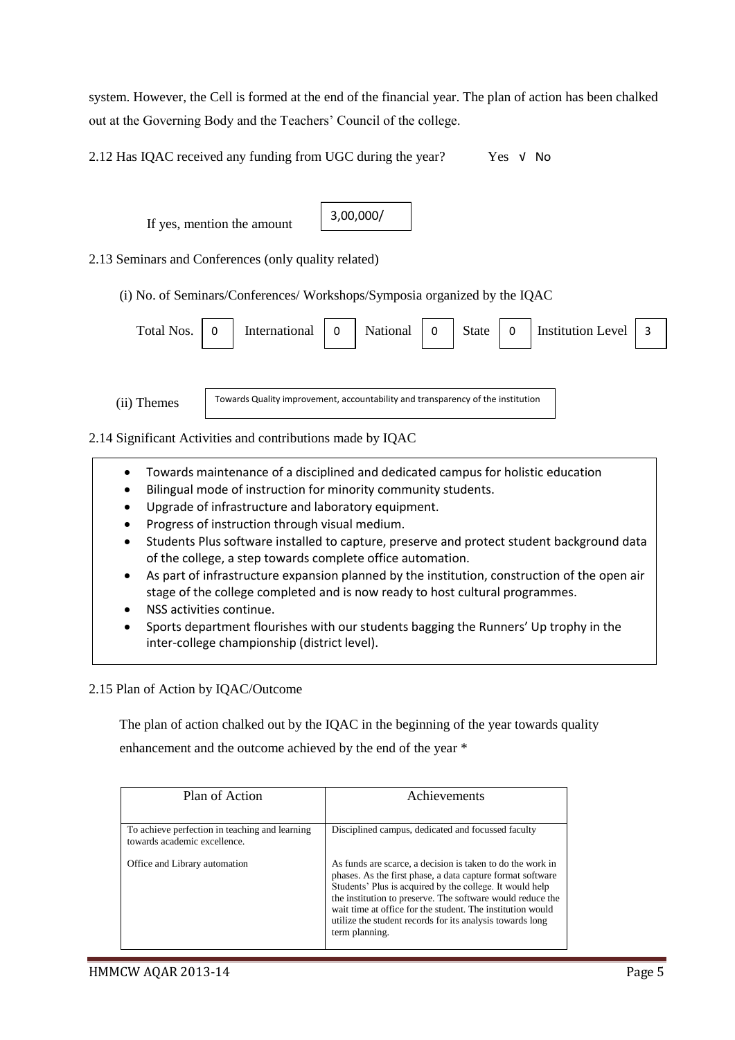system. However, the Cell is formed at the end of the financial year. The plan of action has been chalked out at the Governing Body and the Teachers' Council of the college.

2.12 Has IQAC received any funding from UGC during the year? Yes √ No

If yes, mention the amount: 3,00,000/

2.13 Seminars and Conferences (only quality related)

(i) No. of Seminars/Conferences/ Workshops/Symposia organized by the IQAC

| Total Nos. | International | National | State | Institution Level |
|---|---|---|---|---|
| 0 | 0 | 0 | 0 | 3 |

(ii) Themes: Towards Quality improvement, accountability and transparency of the institution

2.14 Significant Activities and contributions made by IQAC

- Towards maintenance of a disciplined and dedicated campus for holistic education
- Bilingual mode of instruction for minority community students.
- Upgrade of infrastructure and laboratory equipment.
- Progress of instruction through visual medium.
- Students Plus software installed to capture, preserve and protect student background data of the college, a step towards complete office automation.
- As part of infrastructure expansion planned by the institution, construction of the open air stage of the college completed and is now ready to host cultural programmes.
- NSS activities continue.
- Sports department flourishes with our students bagging the Runners' Up trophy in the inter-college championship (district level).

2.15 Plan of Action by IQAC/Outcome

The plan of action chalked out by the IQAC in the beginning of the year towards quality enhancement and the outcome achieved by the end of the year *

| Plan of Action | Achievements |
|---|---|
| To achieve perfection in teaching and learning towards academic excellence. | Disciplined campus, dedicated and focussed faculty |
| Office and Library automation | As funds are scarce, a decision is taken to do the work in phases. As the first phase, a data capture format software Students' Plus is acquired by the college. It would help the institution to preserve. The software would reduce the wait time at office for the student. The institution would utilize the student records for its analysis towards long term planning. |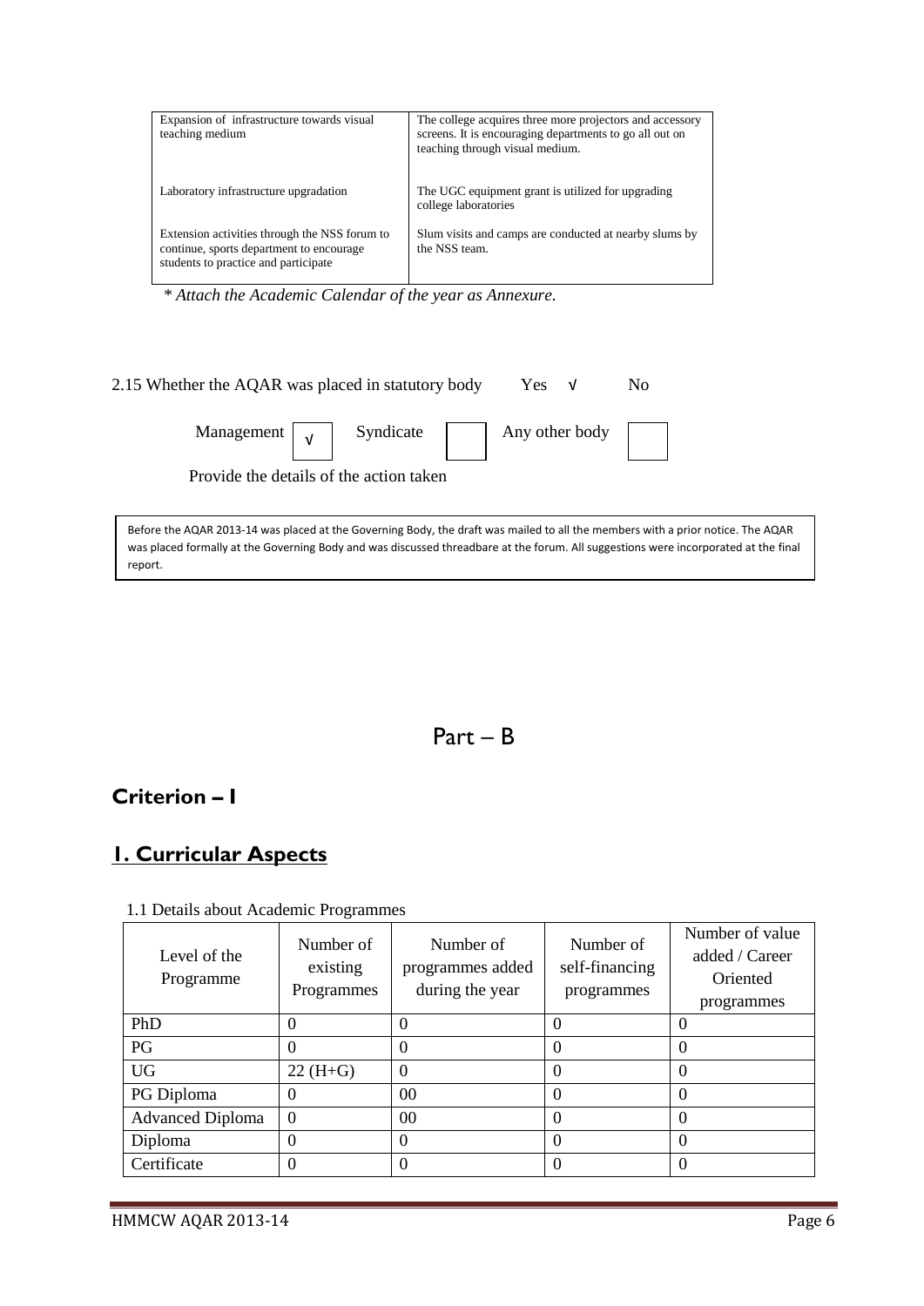| | |
|---|---|
| Expansion of infrastructure towards visual teaching medium | The college acquires three more projectors and accessory screens. It is encouraging departments to go all out on teaching through visual medium. |
| Laboratory infrastructure upgradation | The UGC equipment grant is utilized for upgrading college laboratories |
| Extension activities through the NSS forum to continue, sports department to encourage students to practice and participate | Slum visits and camps are conducted at nearby slums by the NSS team. |

*\* Attach the Academic Calendar of the year as Annexure.*

2.15 Whether the AQAR was placed in statutory body Yes √ No

Management √ Syndicate Any other body

Provide the details of the action taken

Before the AQAR 2013-14 was placed at the Governing Body, the draft was mailed to all the members with a prior notice. The AQAR was placed formally at the Governing Body and was discussed threadbare at the forum. All suggestions were incorporated at the final report.

# Part – B

## Criterion – I

## 1. Curricular Aspects

1.1 Details about Academic Programmes

| Level of the Programme | Number of existing Programmes | Number of programmes added during the year | Number of self-financing programmes | Number of value added / Career Oriented programmes |
|---|---|---|---|---|
| PhD | 0 | 0 | 0 | 0 |
| PG | 0 | 0 | 0 | 0 |
| UG | 22 (H+G) | 0 | 0 | 0 |
| PG Diploma | 0 | 00 | 0 | 0 |
| Advanced Diploma | 0 | 00 | 0 | 0 |
| Diploma | 0 | 0 | 0 | 0 |
| Certificate | 0 | 0 | 0 | 0 |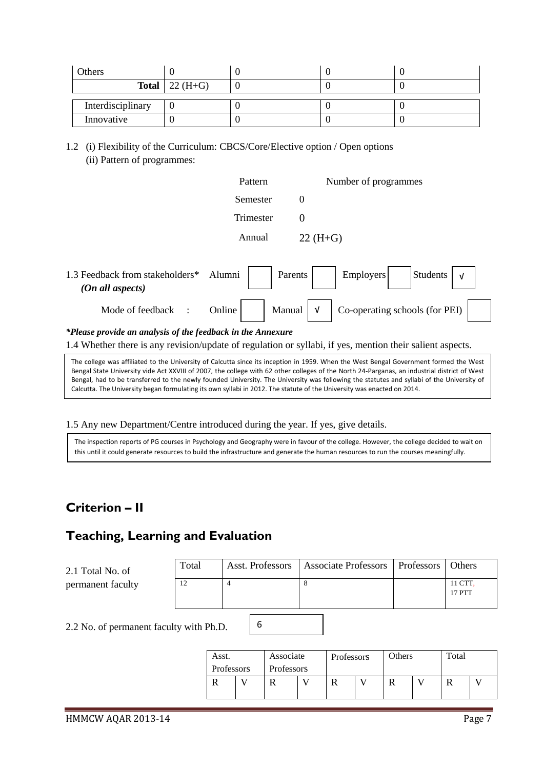| Others | 0 | 0 | 0 | 0 |
|---|---|---|---|---|
| **Total** | 22 (H+G) | 0 | 0 | 0 |
| Interdisciplinary | 0 | 0 | 0 | 0 |
| Innovative | 0 | 0 | 0 | 0 |

1.2 (i) Flexibility of the Curriculum: CBCS/Core/Elective option / Open options

(ii) Pattern of programmes:

| Pattern | Number of programmes |
|---|---|
| Semester | 0 |
| Trimester | 0 |
| Annual | 22 (H+G) |

1.3 Feedback from stakeholders* *(On all aspects)* Alumni [ ] Parents [ ] Employers [ ] Students [√]

Mode of feedback : Online [ ] Manual [√] Co-operating schools (for PEI) [ ]

***Please provide an analysis of the feedback in the Annexure***

1.4 Whether there is any revision/update of regulation or syllabi, if yes, mention their salient aspects.

The college was affiliated to the University of Calcutta since its inception in 1959. When the West Bengal Government formed the West Bengal State University vide Act XXVIII of 2007, the college with 62 other colleges of the North 24-Parganas, an industrial district of West Bengal, had to be transferred to the newly founded University. The University was following the statutes and syllabi of the University of Calcutta. The University began formulating its own syllabi in 2012. The statute of the University was enacted on 2014.

1.5 Any new Department/Centre introduced during the year. If yes, give details.

The inspection reports of PG courses in Psychology and Geography were in favour of the college. However, the college decided to wait on this until it could generate resources to build the infrastructure and generate the human resources to run the courses meaningfully.

## Criterion – II

## Teaching, Learning and Evaluation

2.1 Total No. of permanent faculty

| Total | Asst. Professors | Associate Professors | Professors | Others |
|---|---|---|---|---|
| 12 | 4 | 8 | | 11 CTT, 17 PTT |

2.2 No. of permanent faculty with Ph.D. 6

| Asst. Professors | | Associate Professors | | Professors | | Others | | Total | |
|---|---|---|---|---|---|---|---|---|---|
| R | V | R | V | R | V | R | V | R | V |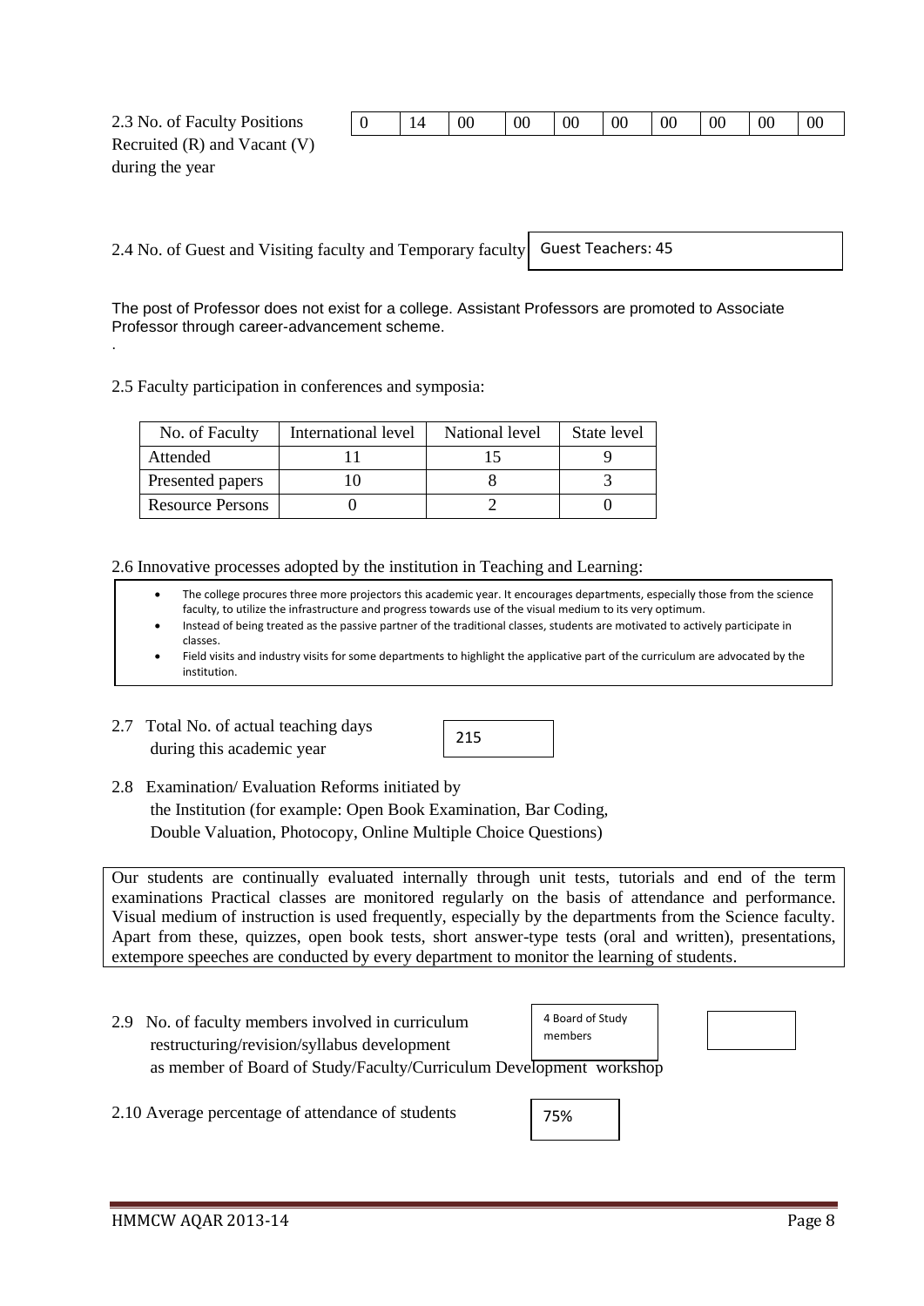2.3 No. of Faculty Positions Recruited (R) and Vacant (V) during the year

| 0 | 14 | 00 | 00 | 00 | 00 | 00 | 00 | 00 | 00 |
|---|---|---|---|---|---|---|---|---|---|

2.4 No. of Guest and Visiting faculty and Temporary faculty: Guest Teachers: 45

The post of Professor does not exist for a college. Assistant Professors are promoted to Associate Professor through career-advancement scheme.

.

2.5 Faculty participation in conferences and symposia:

| No. of Faculty | International level | National level | State level |
|---|---|---|---|
| Attended | 11 | 15 | 9 |
| Presented papers | 10 | 8 | 3 |
| Resource Persons | 0 | 2 | 0 |

2.6 Innovative processes adopted by the institution in Teaching and Learning:

- The college procures three more projectors this academic year. It encourages departments, especially those from the science faculty, to utilize the infrastructure and progress towards use of the visual medium to its very optimum.
- Instead of being treated as the passive partner of the traditional classes, students are motivated to actively participate in classes.
- Field visits and industry visits for some departments to highlight the applicative part of the curriculum are advocated by the institution.

2.7 Total No. of actual teaching days during this academic year: 215

2.8 Examination/ Evaluation Reforms initiated by the Institution (for example: Open Book Examination, Bar Coding, Double Valuation, Photocopy, Online Multiple Choice Questions)

Our students are continually evaluated internally through unit tests, tutorials and end of the term examinations Practical classes are monitored regularly on the basis of attendance and performance. Visual medium of instruction is used frequently, especially by the departments from the Science faculty. Apart from these, quizzes, open book tests, short answer-type tests (oral and written), presentations, extempore speeches are conducted by every department to monitor the learning of students.

2.9 No. of faculty members involved in curriculum restructuring/revision/syllabus development as member of Board of Study/Faculty/Curriculum Development workshop: 4 Board of Study members

2.10 Average percentage of attendance of students: 75%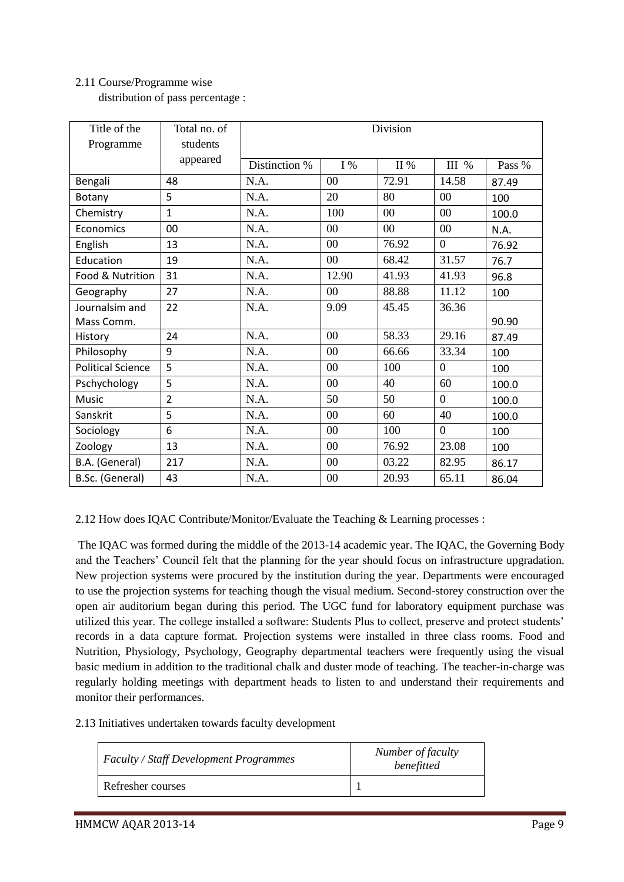2.11 Course/Programme wise distribution of pass percentage :

| Title of the Programme | Total no. of students appeared | Division | | | | |
|---|---|---|---|---|---|---|
| | | Distinction % | I % | II % | III % | Pass % |
| Bengali | 48 | N.A. | 00 | 72.91 | 14.58 | 87.49 |
| Botany | 5 | N.A. | 20 | 80 | 00 | 100 |
| Chemistry | 1 | N.A. | 100 | 00 | 00 | 100.0 |
| Economics | 00 | N.A. | 00 | 00 | 00 | N.A. |
| English | 13 | N.A. | 00 | 76.92 | 0 | 76.92 |
| Education | 19 | N.A. | 00 | 68.42 | 31.57 | 76.7 |
| Food & Nutrition | 31 | N.A. | 12.90 | 41.93 | 41.93 | 96.8 |
| Geography | 27 | N.A. | 00 | 88.88 | 11.12 | 100 |
| Journalsim and Mass Comm. | 22 | N.A. | 9.09 | 45.45 | 36.36 | 90.90 |
| History | 24 | N.A. | 00 | 58.33 | 29.16 | 87.49 |
| Philosophy | 9 | N.A. | 00 | 66.66 | 33.34 | 100 |
| Political Science | 5 | N.A. | 00 | 100 | 0 | 100 |
| Pschychology | 5 | N.A. | 00 | 40 | 60 | 100.0 |
| Music | 2 | N.A. | 50 | 50 | 0 | 100.0 |
| Sanskrit | 5 | N.A. | 00 | 60 | 40 | 100.0 |
| Sociology | 6 | N.A. | 00 | 100 | 0 | 100 |
| Zoology | 13 | N.A. | 00 | 76.92 | 23.08 | 100 |
| B.A. (General) | 217 | N.A. | 00 | 03.22 | 82.95 | 86.17 |
| B.Sc. (General) | 43 | N.A. | 00 | 20.93 | 65.11 | 86.04 |

2.12 How does IQAC Contribute/Monitor/Evaluate the Teaching & Learning processes :

The IQAC was formed during the middle of the 2013-14 academic year. The IQAC, the Governing Body and the Teachers' Council felt that the planning for the year should focus on infrastructure upgradation. New projection systems were procured by the institution during the year. Departments were encouraged to use the projection systems for teaching though the visual medium. Second-storey construction over the open air auditorium began during this period. The UGC fund for laboratory equipment purchase was utilized this year. The college installed a software: Students Plus to collect, preserve and protect students' records in a data capture format. Projection systems were installed in three class rooms. Food and Nutrition, Physiology, Psychology, Geography departmental teachers were frequently using the visual basic medium in addition to the traditional chalk and duster mode of teaching. The teacher-in-charge was regularly holding meetings with department heads to listen to and understand their requirements and monitor their performances.

2.13 Initiatives undertaken towards faculty development

| *Faculty / Staff Development Programmes* | *Number of faculty benefitted* |
|---|---|
| Refresher courses | 1 |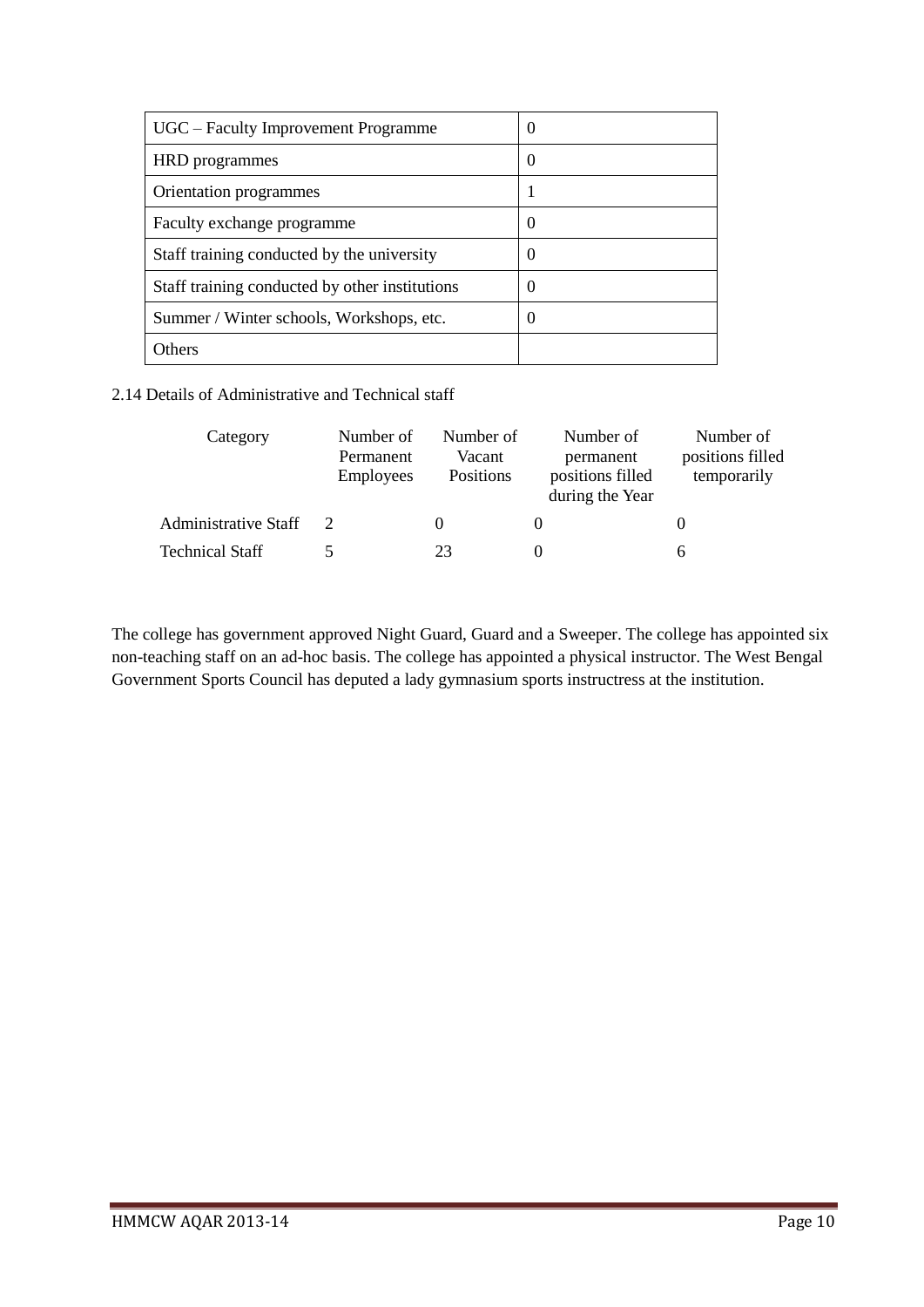| UGC – Faculty Improvement Programme | 0 |
|---|---|
| HRD programmes | 0 |
| Orientation programmes | 1 |
| Faculty exchange programme | 0 |
| Staff training conducted by the university | 0 |
| Staff training conducted by other institutions | 0 |
| Summer / Winter schools, Workshops, etc. | 0 |
| Others | |

2.14 Details of Administrative and Technical staff

| Category | Number of Permanent Employees | Number of Vacant Positions | Number of permanent positions filled during the Year | Number of positions filled temporarily |
|---|---|---|---|---|
| Administrative Staff | 2 | 0 | 0 | 0 |
| Technical Staff | 5 | 23 | 0 | 6 |

The college has government approved Night Guard, Guard and a Sweeper. The college has appointed six non-teaching staff on an ad-hoc basis. The college has appointed a physical instructor. The West Bengal Government Sports Council has deputed a lady gymnasium sports instructress at the institution.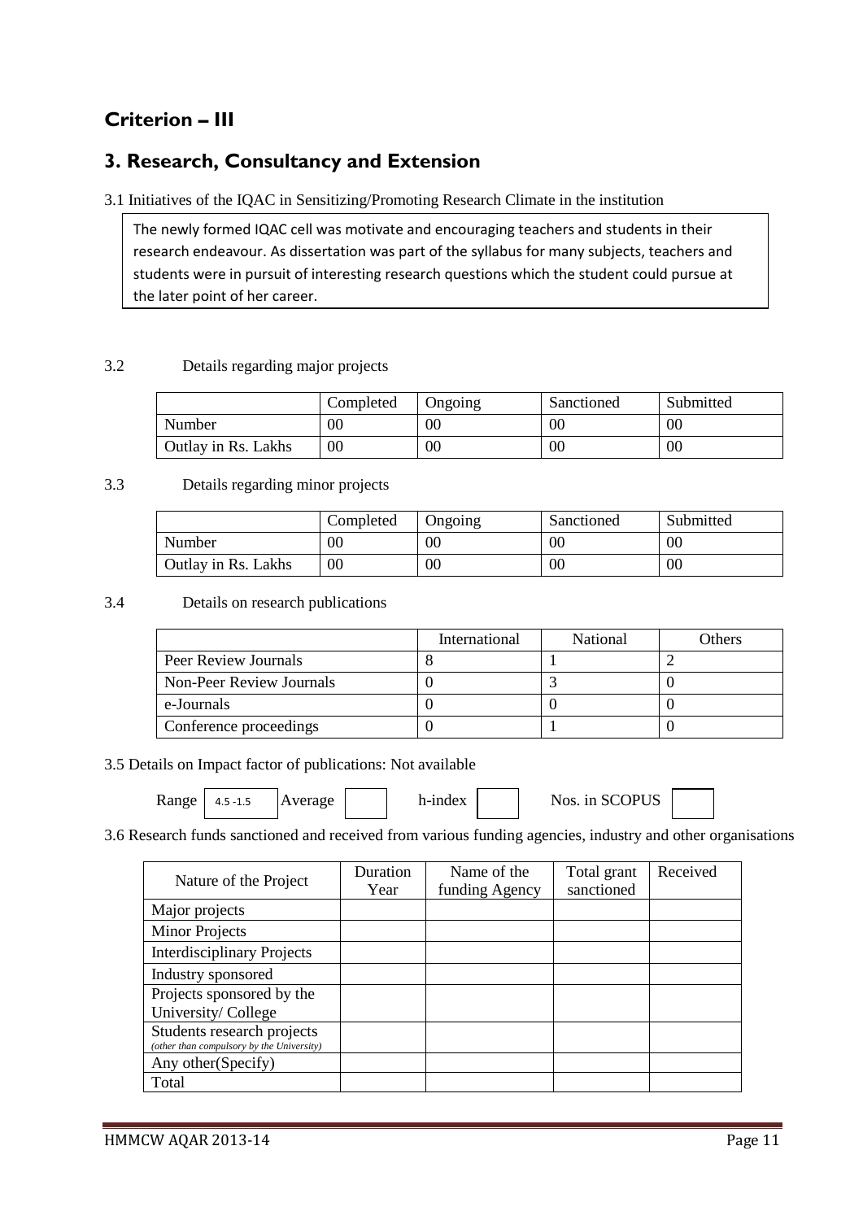## Criterion – III

## 3. Research, Consultancy and Extension

3.1 Initiatives of the IQAC in Sensitizing/Promoting Research Climate in the institution

The newly formed IQAC cell was motivate and encouraging teachers and students in their research endeavour. As dissertation was part of the syllabus for many subjects, teachers and students were in pursuit of interesting research questions which the student could pursue at the later point of her career.

3.2 Details regarding major projects

| | Completed | Ongoing | Sanctioned | Submitted |
|---|---|---|---|---|
| Number | 00 | 00 | 00 | 00 |
| Outlay in Rs. Lakhs | 00 | 00 | 00 | 00 |

3.3 Details regarding minor projects

| | Completed | Ongoing | Sanctioned | Submitted |
|---|---|---|---|---|
| Number | 00 | 00 | 00 | 00 |
| Outlay in Rs. Lakhs | 00 | 00 | 00 | 00 |

3.4 Details on research publications

| | International | National | Others |
|---|---|---|---|
| Peer Review Journals | 8 | 1 | 2 |
| Non-Peer Review Journals | 0 | 3 | 0 |
| e-Journals | 0 | 0 | 0 |
| Conference proceedings | 0 | 1 | 0 |

3.5 Details on Impact factor of publications: Not available

Range 4.5 -1.5 Average h-index Nos. in SCOPUS

3.6 Research funds sanctioned and received from various funding agencies, industry and other organisations

| Nature of the Project | Duration Year | Name of the funding Agency | Total grant sanctioned | Received |
|---|---|---|---|---|
| Major projects | | | | |
| Minor Projects | | | | |
| Interdisciplinary Projects | | | | |
| Industry sponsored | | | | |
| Projects sponsored by the University/ College | | | | |
| Students research projects *(other than compulsory by the University)* | | | | |
| Any other(Specify) | | | | |
| Total | | | | |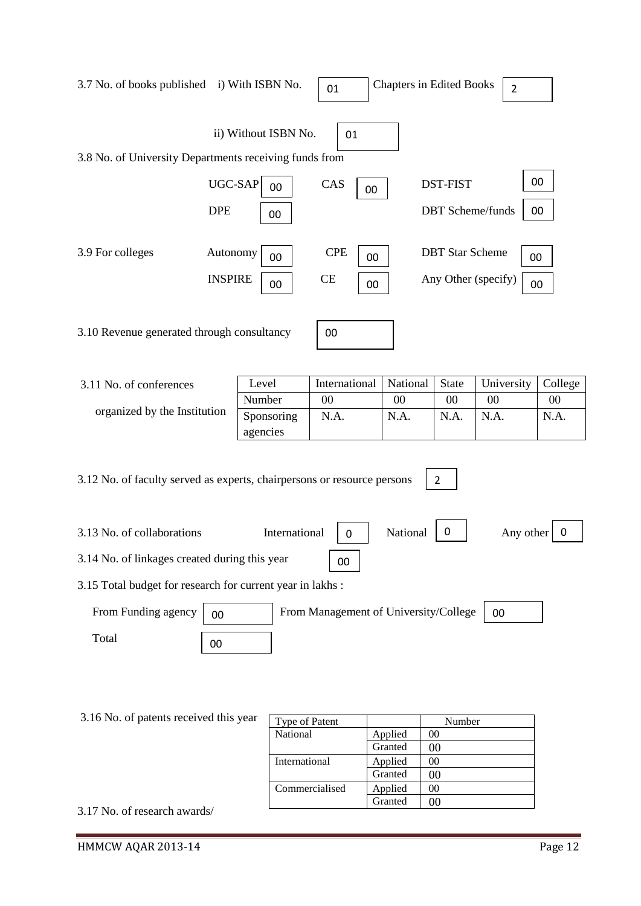3.7 No. of books published i) With ISBN No. 01 Chapters in Edited Books 2

ii) Without ISBN No. 01

3.8 No. of University Departments receiving funds from

UGC-SAP 00 CAS 00 DST-FIST 00

DPE 00 DBT Scheme/funds 00

3.9 For colleges Autonomy 00 CPE 00 DBT Star Scheme 00

INSPIRE 00 CE 00 Any Other (specify) 00

3.10 Revenue generated through consultancy 00

3.11 No. of conferences organized by the Institution

| Level | International | National | State | University | College |
|---|---|---|---|---|---|
| Number | 00 | 00 | 00 | 00 | 00 |
| Sponsoring agencies | N.A. | N.A. | N.A. | N.A. | N.A. |

3.12 No. of faculty served as experts, chairpersons or resource persons 2

3.13 No. of collaborations International 0 National 0 Any other 0

3.14 No. of linkages created during this year 00

3.15 Total budget for research for current year in lakhs :

From Funding agency 00 From Management of University/College 00

Total 00

3.16 No. of patents received this year

| Type of Patent | | Number |
|---|---|---|
| National | Applied | 00 |
| | Granted | 00 |
| International | Applied | 00 |
| | Granted | 00 |
| Commercialised | Applied | 00 |
| | Granted | 00 |

3.17 No. of research awards/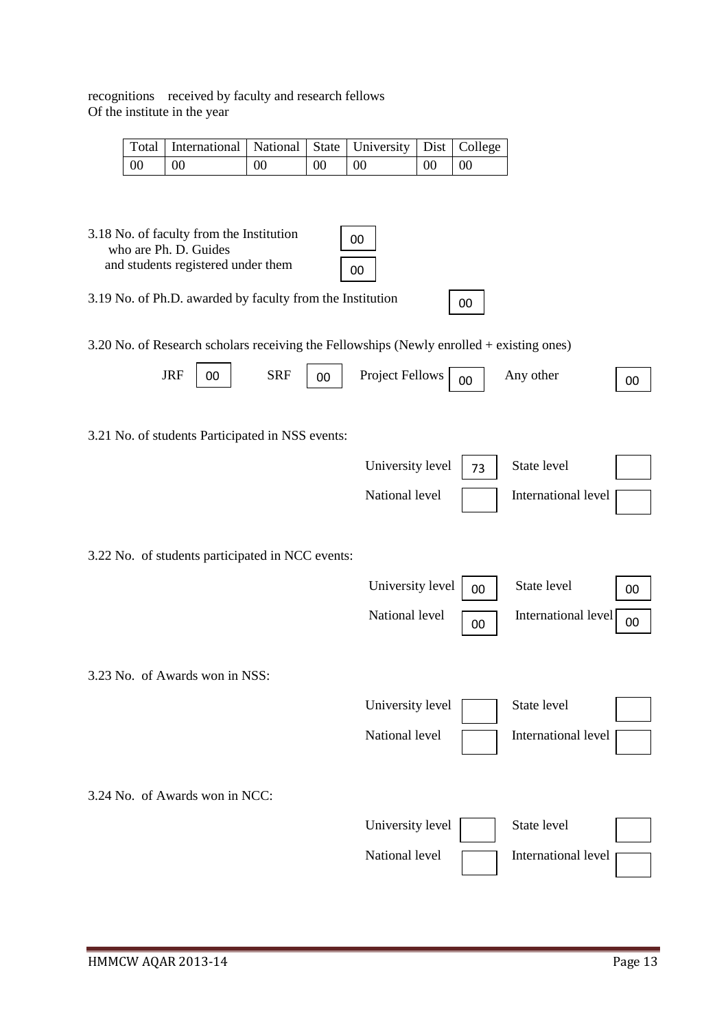recognitions received by faculty and research fellows
Of the institute in the year

| Total | International | National | State | University | Dist | College |
|---|---|---|---|---|---|---|
| 00 | 00 | 00 | 00 | 00 | 00 | 00 |

3.18 No. of faculty from the Institution who are Ph. D. Guides and students registered under them

00

00

3.19 No. of Ph.D. awarded by faculty from the Institution: 00

3.20 No. of Research scholars receiving the Fellowships (Newly enrolled + existing ones)

| JRF | SRF | Project Fellows | Any other |
|---|---|---|---|
| 00 | 00 | 00 | 00 |

3.21 No. of students Participated in NSS events:

| University level | State level | National level | International level |
|---|---|---|---|
| 73 | | | |

3.22 No. of students participated in NCC events:

| University level | State level | National level | International level |
|---|---|---|---|
| 00 | 00 | 00 | 00 |

3.23 No. of Awards won in NSS:

| University level | State level | National level | International level |
|---|---|---|---|
| | | | |

3.24 No. of Awards won in NCC:

| University level | State level | National level | International level |
|---|---|---|---|
| | | | |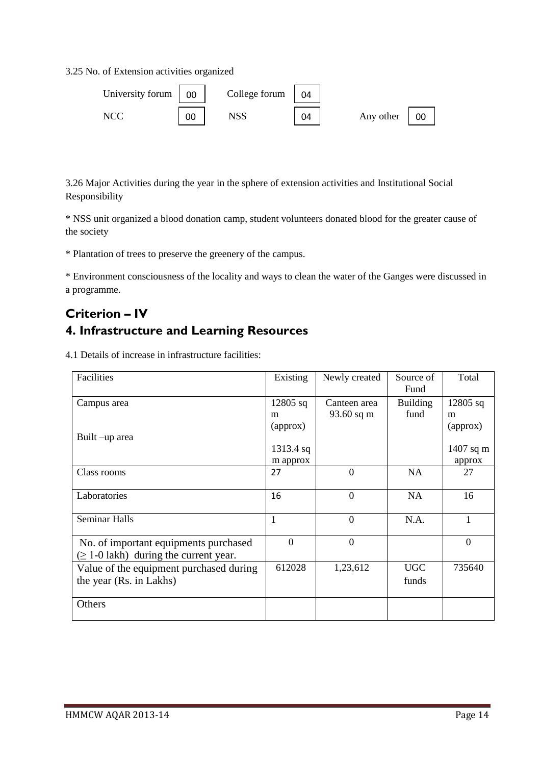3.25 No. of Extension activities organized

| | | | | | |
|---|---|---|---|---|---|
| University forum | 00 | College forum | 04 | | |
| NCC | 00 | NSS | 04 | Any other | 00 |

3.26 Major Activities during the year in the sphere of extension activities and Institutional Social Responsibility

* NSS unit organized a blood donation camp, student volunteers donated blood for the greater cause of the society

* Plantation of trees to preserve the greenery of the campus.

* Environment consciousness of the locality and ways to clean the water of the Ganges were discussed in a programme.

## Criterion – IV

## 4. Infrastructure and Learning Resources

4.1 Details of increase in infrastructure facilities:

| Facilities | Existing | Newly created | Source of Fund | Total |
|---|---|---|---|---|
| Campus area<br><br>Built –up area | 12805 sq m (approx)<br><br>1313.4 sq m approx | Canteen area 93.60 sq m | Building fund | 12805 sq m (approx)<br><br>1407 sq m approx |
| Class rooms | 27 | 0 | NA | 27 |
| Laboratories | 16 | 0 | NA | 16 |
| Seminar Halls | 1 | 0 | N.A. | 1 |
| No. of important equipments purchased ($\geq$ 1-0 lakh) during the current year. | 0 | 0 | | 0 |
| Value of the equipment purchased during the year (Rs. in Lakhs) | 612028 | 1,23,612 | UGC funds | 735640 |
| Others | | | | |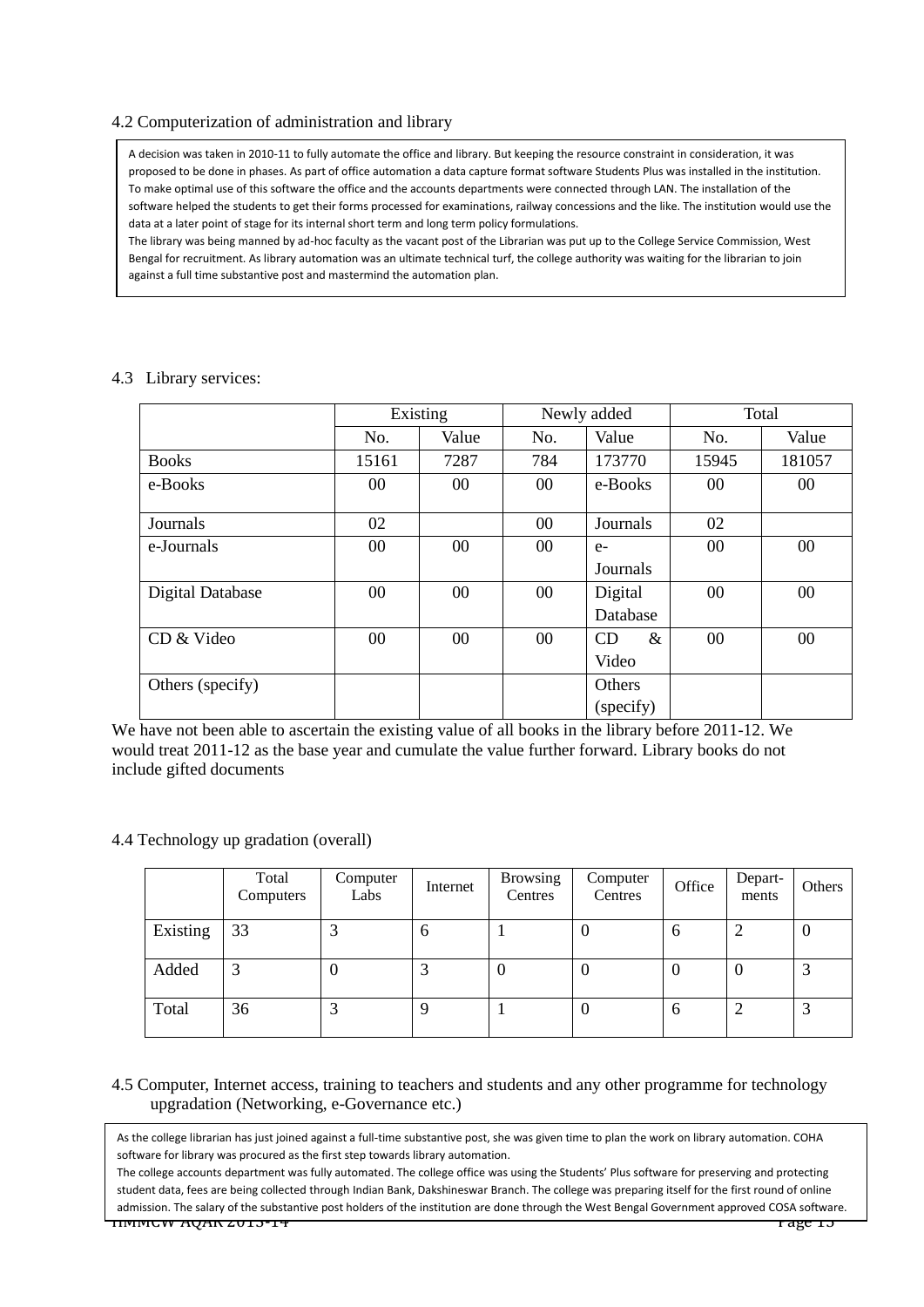4.2 Computerization of administration and library

A decision was taken in 2010-11 to fully automate the office and library. But keeping the resource constraint in consideration, it was proposed to be done in phases. As part of office automation a data capture format software Students Plus was installed in the institution. To make optimal use of this software the office and the accounts departments were connected through LAN. The installation of the software helped the students to get their forms processed for examinations, railway concessions and the like. The institution would use the data at a later point of stage for its internal short term and long term policy formulations.
The library was being manned by ad-hoc faculty as the vacant post of the Librarian was put up to the College Service Commission, West Bengal for recruitment. As library automation was an ultimate technical turf, the college authority was waiting for the librarian to join against a full time substantive post and mastermind the automation plan.

4.3 Library services:

| | Existing | | Newly added | | Total | |
|---|---|---|---|---|---|---|
| | No. | Value | No. | Value | No. | Value |
| Books | 15161 | 7287 | 784 | 173770 | 15945 | 181057 |
| e-Books | 00 | 00 | 00 | e-Books | 00 | 00 |
| Journals | 02 | | 00 | Journals | 02 | |
| e-Journals | 00 | 00 | 00 | e-Journals | 00 | 00 |
| Digital Database | 00 | 00 | 00 | Digital Database | 00 | 00 |
| CD & Video | 00 | 00 | 00 | CD & Video | 00 | 00 |
| Others (specify) | | | | Others (specify) | | |

We have not been able to ascertain the existing value of all books in the library before 2011-12. We would treat 2011-12 as the base year and cumulate the value further forward. Library books do not include gifted documents

4.4 Technology up gradation (overall)

| | Total Computers | Computer Labs | Internet | Browsing Centres | Computer Centres | Office | Depart-ments | Others |
|---|---|---|---|---|---|---|---|---|
| Existing | 33 | 3 | 6 | 1 | 0 | 6 | 2 | 0 |
| Added | 3 | 0 | 3 | 0 | 0 | 0 | 0 | 3 |
| Total | 36 | 3 | 9 | 1 | 0 | 6 | 2 | 3 |

4.5 Computer, Internet access, training to teachers and students and any other programme for technology upgradation (Networking, e-Governance etc.)

As the college librarian has just joined against a full-time substantive post, she was given time to plan the work on library automation. COHA software for library was procured as the first step towards library automation.
The college accounts department was fully automated. The college office was using the Students' Plus software for preserving and protecting student data, fees are being collected through Indian Bank, Dakshineswar Branch. The college was preparing itself for the first round of online admission. The salary of the substantive post holders of the institution are done through the West Bengal Government approved COSA software.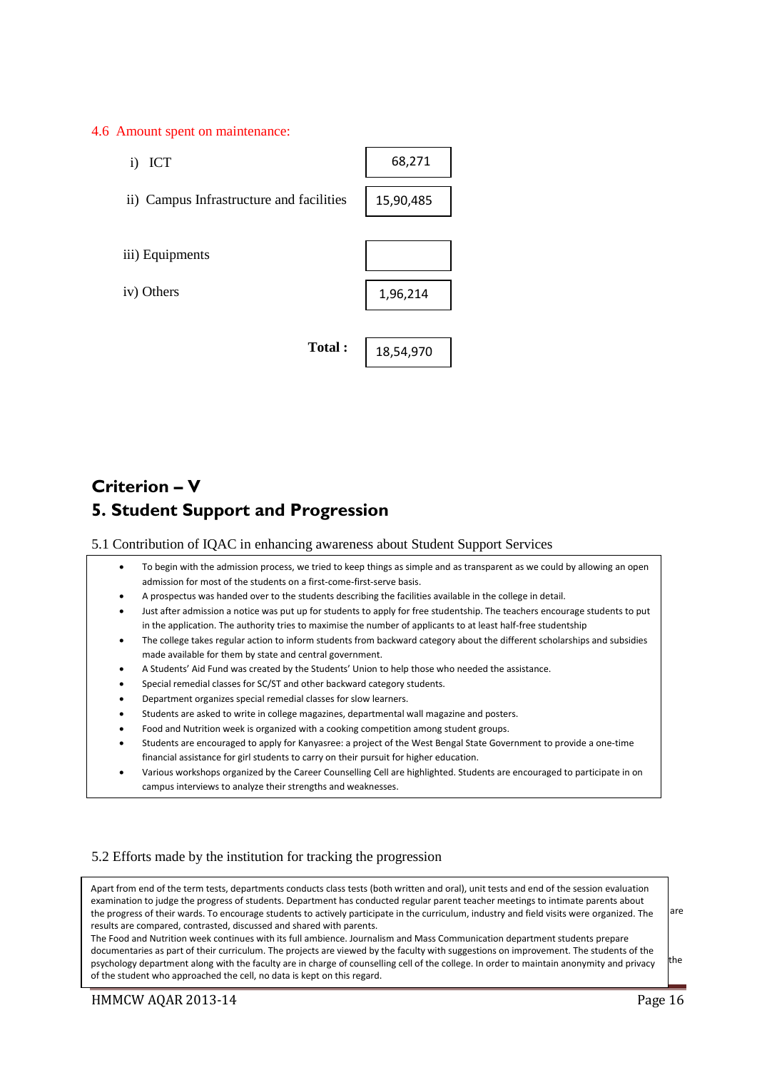4.6 Amount spent on maintenance:

| | |
|---|---|
| i) ICT | 68,271 |
| ii) Campus Infrastructure and facilities | 15,90,485 |
| iii) Equipments | |
| iv) Others | 1,96,214 |
| **Total :** | 18,54,970 |

# Criterion – V

# 5. Student Support and Progression

5.1 Contribution of IQAC in enhancing awareness about Student Support Services

- To begin with the admission process, we tried to keep things as simple and as transparent as we could by allowing an open admission for most of the students on a first-come-first-serve basis.
- A prospectus was handed over to the students describing the facilities available in the college in detail.
- Just after admission a notice was put up for students to apply for free studentship. The teachers encourage students to put in the application. The authority tries to maximise the number of applicants to at least half-free studentship
- The college takes regular action to inform students from backward category about the different scholarships and subsidies made available for them by state and central government.
- A Students' Aid Fund was created by the Students' Union to help those who needed the assistance.
- Special remedial classes for SC/ST and other backward category students.
- Department organizes special remedial classes for slow learners.
- Students are asked to write in college magazines, departmental wall magazine and posters.
- Food and Nutrition week is organized with a cooking competition among student groups.
- Students are encouraged to apply for Kanyasree: a project of the West Bengal State Government to provide a one-time financial assistance for girl students to carry on their pursuit for higher education.
- Various workshops organized by the Career Counselling Cell are highlighted. Students are encouraged to participate in on campus interviews to analyze their strengths and weaknesses.

5.2 Efforts made by the institution for tracking the progression

Apart from end of the term tests, departments conducts class tests (both written and oral), unit tests and end of the session evaluation examination to judge the progress of students. Department has conducted regular parent teacher meetings to intimate parents about the progress of their wards. To encourage students to actively participate in the curriculum, industry and field visits were organized. The results are compared, contrasted, discussed and shared with parents.
The Food and Nutrition week continues with its full ambience. Journalism and Mass Communication department students prepare documentaries as part of their curriculum. The projects are viewed by the faculty with suggestions on improvement. The students of the psychology department along with the faculty are in charge of counselling cell of the college. In order to maintain anonymity and privacy of the student who approached the cell, no data is kept on this regard.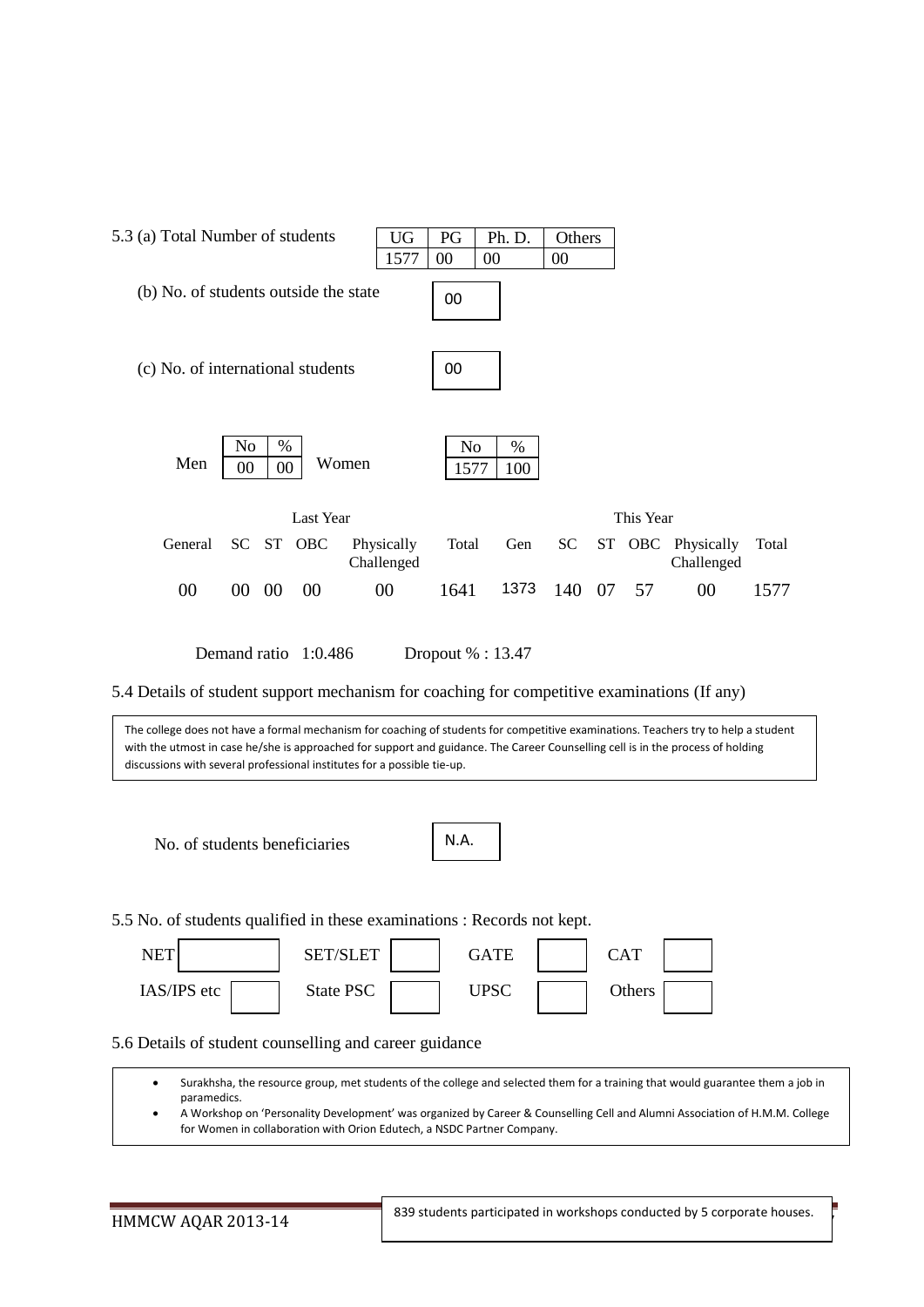5.3 (a) Total Number of students

| UG | PG | Ph. D. | Others |
|---|---|---|---|
| 1577 | 00 | 00 | 00 |

(b) No. of students outside the state: 00

(c) No. of international students: 00

Men

| No | % |
|---|---|
| 00 | 00 |

Women

| No | % |
|---|---|
| 1577 | 100 |

| Last Year | | | | | | This Year | | | | | |
|---|---|---|---|---|---|---|---|---|---|---|---|
| General | SC | ST | OBC | Physically Challenged | Total | Gen | SC | ST | OBC | Physically Challenged | Total |
| 00 | 00 | 00 | 00 | 00 | 1641 | 1373 | 140 | 07 | 57 | 00 | 1577 |

Demand ratio 1:0.486 Dropout % : 13.47

5.4 Details of student support mechanism for coaching for competitive examinations (If any)

The college does not have a formal mechanism for coaching of students for competitive examinations. Teachers try to help a student with the utmost in case he/she is approached for support and guidance. The Career Counselling cell is in the process of holding discussions with several professional institutes for a possible tie-up.

No. of students beneficiaries: N.A.

5.5 No. of students qualified in these examinations : Records not kept.

| NET | | SET/SLET | | GATE | | CAT | |
|---|---|---|---|---|---|---|---|
| IAS/IPS etc | | State PSC | | UPSC | | Others | |

5.6 Details of student counselling and career guidance

- Surakhsha, the resource group, met students of the college and selected them for a training that would guarantee them a job in paramedics.
- A Workshop on 'Personality Development' was organized by Career & Counselling Cell and Alumni Association of H.M.M. College for Women in collaboration with Orion Edutech, a NSDC Partner Company.

839 students participated in workshops conducted by 5 corporate houses.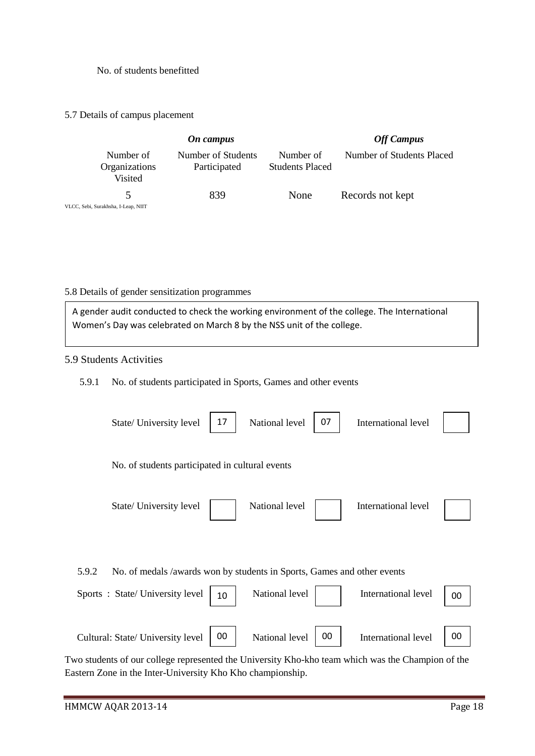No. of students benefitted

5.7 Details of campus placement

| *On campus* | | | *Off Campus* |
|---|---|---|---|
| Number of Organizations Visited | Number of Students Participated | Number of Students Placed | Number of Students Placed |
| 5<br>VLCC, Sebi, Surakhsha, I-Leap, NIIT | 839 | None | Records not kept |

5.8 Details of gender sensitization programmes

A gender audit conducted to check the working environment of the college. The International Women's Day was celebrated on March 8 by the NSS unit of the college.

5.9 Students Activities

5.9.1 No. of students participated in Sports, Games and other events

| State/ University level | National level | International level |
|---|---|---|
| 17 | 07 | |

No. of students participated in cultural events

| State/ University level | National level | International level |
|---|---|---|
| | | |

5.9.2 No. of medals /awards won by students in Sports, Games and other events

| | State/ University level | National level | International level |
|---|---|---|---|
| Sports | 10 | | 00 |
| Cultural | 00 | 00 | 00 |

Two students of our college represented the University Kho-kho team which was the Champion of the Eastern Zone in the Inter-University Kho Kho championship.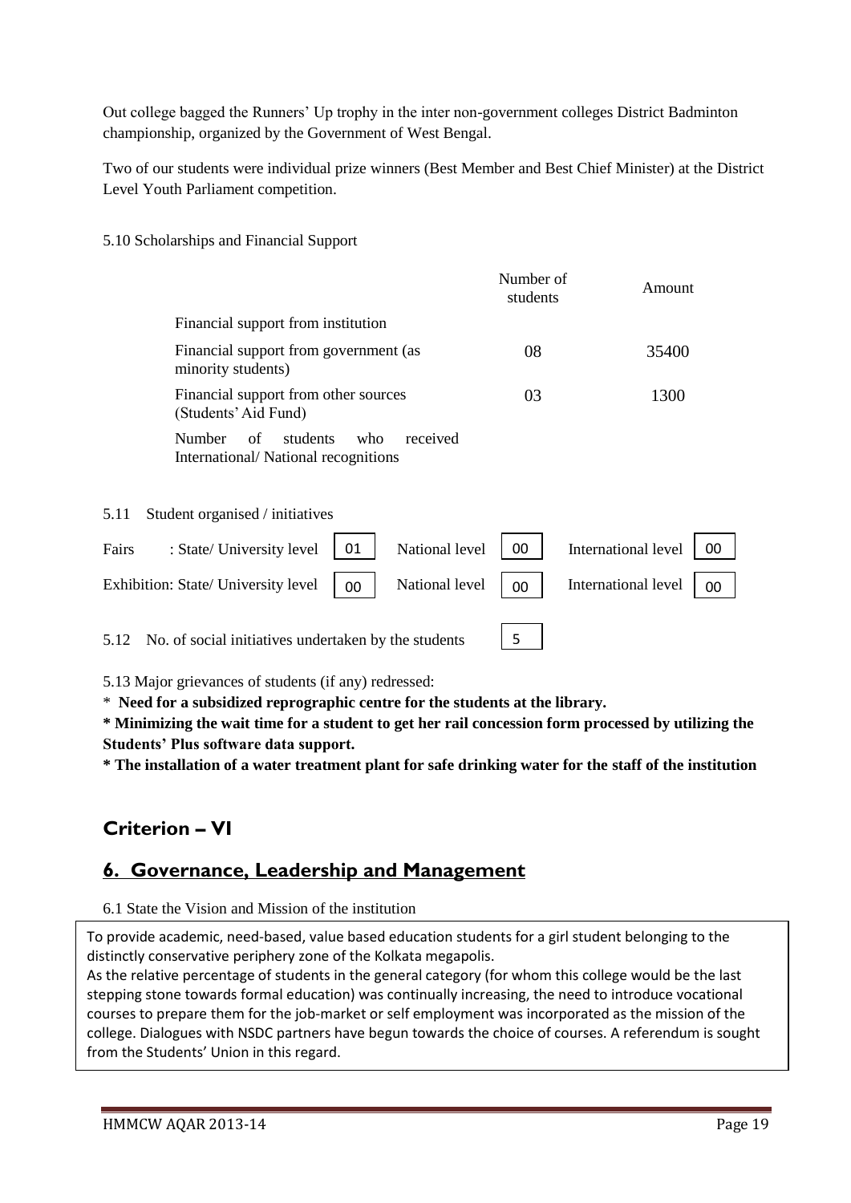Out college bagged the Runners' Up trophy in the inter non-government colleges District Badminton championship, organized by the Government of West Bengal.

Two of our students were individual prize winners (Best Member and Best Chief Minister) at the District Level Youth Parliament competition.

5.10 Scholarships and Financial Support

| | Number of students | Amount |
|---|---|---|
| Financial support from institution | | |
| Financial support from government (as minority students) | 08 | 35400 |
| Financial support from other sources (Students' Aid Fund) | 03 | 1300 |
| Number of students who received International/ National recognitions | | |

5.11 Student organised / initiatives

| | State/ University level | National level | International level |
|---|---|---|---|
| Fairs | 01 | 00 | 00 |
| Exhibition | 00 | 00 | 00 |

5.12 No. of social initiatives undertaken by the students: 5

5.13 Major grievances of students (if any) redressed:

* **Need for a subsidized reprographic centre for the students at the library.**

* **Minimizing the wait time for a student to get her rail concession form processed by utilizing the Students' Plus software data support.**

* **The installation of a water treatment plant for safe drinking water for the staff of the institution**

# Criterion – VI

## 6. Governance, Leadership and Management

6.1 State the Vision and Mission of the institution

To provide academic, need-based, value based education students for a girl student belonging to the distinctly conservative periphery zone of the Kolkata megapolis.
As the relative percentage of students in the general category (for whom this college would be the last stepping stone towards formal education) was continually increasing, the need to introduce vocational courses to prepare them for the job-market or self employment was incorporated as the mission of the college. Dialogues with NSDC partners have begun towards the choice of courses. A referendum is sought from the Students' Union in this regard.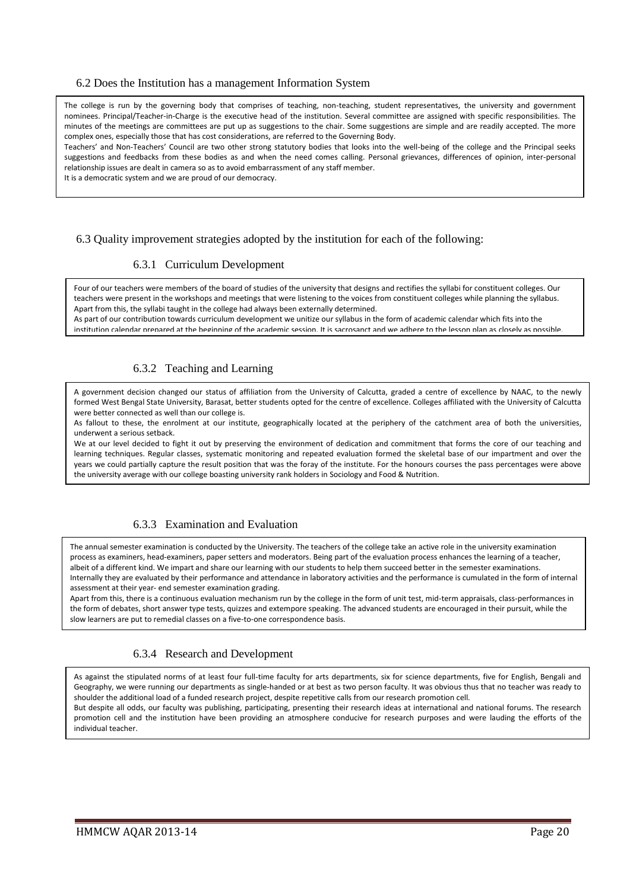## 6.2 Does the Institution has a management Information System

The college is run by the governing body that comprises of teaching, non-teaching, student representatives, the university and government nominees. Principal/Teacher-in-Charge is the executive head of the institution. Several committee are assigned with specific responsibilities. The minutes of the meetings are committees are put up as suggestions to the chair. Some suggestions are simple and are readily accepted. The more complex ones, especially those that has cost considerations, are referred to the Governing Body.

Teachers' and Non-Teachers' Council are two other strong statutory bodies that looks into the well-being of the college and the Principal seeks suggestions and feedbacks from these bodies as and when the need comes calling. Personal grievances, differences of opinion, inter-personal relationship issues are dealt in camera so as to avoid embarrassment of any staff member.

It is a democratic system and we are proud of our democracy.

## 6.3 Quality improvement strategies adopted by the institution for each of the following:

### 6.3.1 Curriculum Development

Four of our teachers were members of the board of studies of the university that designs and rectifies the syllabi for constituent colleges. Our teachers were present in the workshops and meetings that were listening to the voices from constituent colleges while planning the syllabus. Apart from this, the syllabi taught in the college had always been externally determined.

As part of our contribution towards curriculum development we unitize our syllabus in the form of academic calendar which fits into the institution calendar prepared at the beginning of the academic session. It is sacrosanct and we adhere to the lesson plan as closely as possible.

### 6.3.2 Teaching and Learning

A government decision changed our status of affiliation from the University of Calcutta, graded a centre of excellence by NAAC, to the newly formed West Bengal State University, Barasat, better students opted for the centre of excellence. Colleges affiliated with the University of Calcutta were better connected as well than our college is.

As fallout to these, the enrolment at our institute, geographically located at the periphery of the catchment area of both the universities, underwent a serious setback.

We at our level decided to fight it out by preserving the environment of dedication and commitment that forms the core of our teaching and learning techniques. Regular classes, systematic monitoring and repeated evaluation formed the skeletal base of our impartment and over the years we could partially capture the result position that was the foray of the institute. For the honours courses the pass percentages were above the university average with our college boasting university rank holders in Sociology and Food & Nutrition.

### 6.3.3 Examination and Evaluation

The annual semester examination is conducted by the University. The teachers of the college take an active role in the university examination process as examiners, head-examiners, paper setters and moderators. Being part of the evaluation process enhances the learning of a teacher, albeit of a different kind. We impart and share our learning with our students to help them succeed better in the semester examinations. Internally they are evaluated by their performance and attendance in laboratory activities and the performance is cumulated in the form of internal assessment at their year- end semester examination grading.

Apart from this, there is a continuous evaluation mechanism run by the college in the form of unit test, mid-term appraisals, class-performances in the form of debates, short answer type tests, quizzes and extempore speaking. The advanced students are encouraged in their pursuit, while the slow learners are put to remedial classes on a five-to-one correspondence basis.

### 6.3.4 Research and Development

As against the stipulated norms of at least four full-time faculty for arts departments, six for science departments, five for English, Bengali and Geography, we were running our departments as single-handed or at best as two person faculty. It was obvious thus that no teacher was ready to shoulder the additional load of a funded research project, despite repetitive calls from our research promotion cell.

But despite all odds, our faculty was publishing, participating, presenting their research ideas at international and national forums. The research promotion cell and the institution have been providing an atmosphere conducive for research purposes and were lauding the efforts of the individual teacher.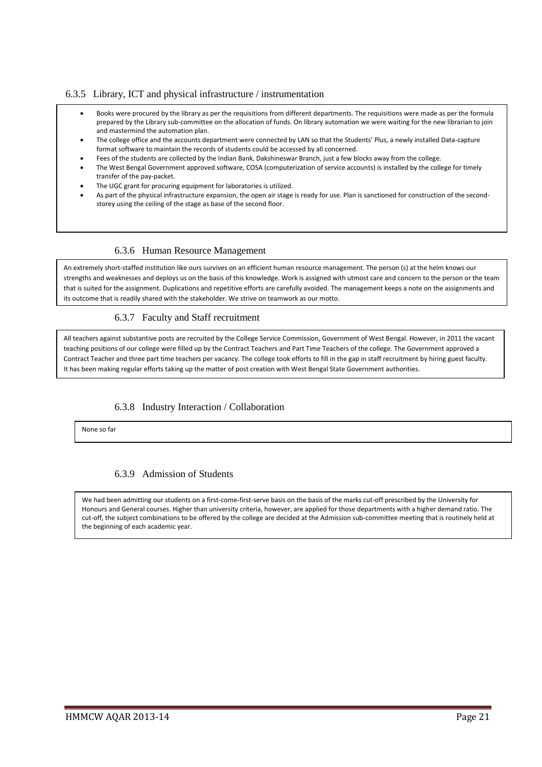### 6.3.5 Library, ICT and physical infrastructure / instrumentation

- Books were procured by the library as per the requisitions from different departments. The requisitions were made as per the formula prepared by the Library sub-committee on the allocation of funds. On library automation we were waiting for the new librarian to join and mastermind the automation plan.
- The college office and the accounts department were connected by LAN so that the Students' Plus, a newly installed Data-capture format software to maintain the records of students could be accessed by all concerned.
- Fees of the students are collected by the Indian Bank, Dakshineswar Branch, just a few blocks away from the college.
- The West Bengal Government approved software, COSA (computerization of service accounts) is installed by the college for timely transfer of the pay-packet.
- The UGC grant for procuring equipment for laboratories is utilized.
- As part of the physical infrastructure expansion, the open air stage is ready for use. Plan is sanctioned for construction of the second-storey using the ceiling of the stage as base of the second floor.

### 6.3.6 Human Resource Management

An extremely short-staffed institution like ours survives on an efficient human resource management. The person (s) at the helm knows our strengths and weaknesses and deploys us on the basis of this knowledge. Work is assigned with utmost care and concern to the person or the team that is suited for the assignment. Duplications and repetitive efforts are carefully avoided. The management keeps a note on the assignments and its outcome that is readily shared with the stakeholder. We strive on teamwork as our motto.

### 6.3.7 Faculty and Staff recruitment

All teachers against substantive posts are recruited by the College Service Commission, Government of West Bengal. However, in 2011 the vacant teaching positions of our college were filled up by the Contract Teachers and Part Time Teachers of the college. The Government approved a Contract Teacher and three part time teachers per vacancy. The college took efforts to fill in the gap in staff recruitment by hiring guest faculty. It has been making regular efforts taking up the matter of post creation with West Bengal State Government authorities.

### 6.3.8 Industry Interaction / Collaboration

None so far

### 6.3.9 Admission of Students

We had been admitting our students on a first-come-first-serve basis on the basis of the marks cut-off prescribed by the University for Honours and General courses. Higher than university criteria, however, are applied for those departments with a higher demand ratio. The cut-off, the subject combinations to be offered by the college are decided at the Admission sub-committee meeting that is routinely held at the beginning of each academic year.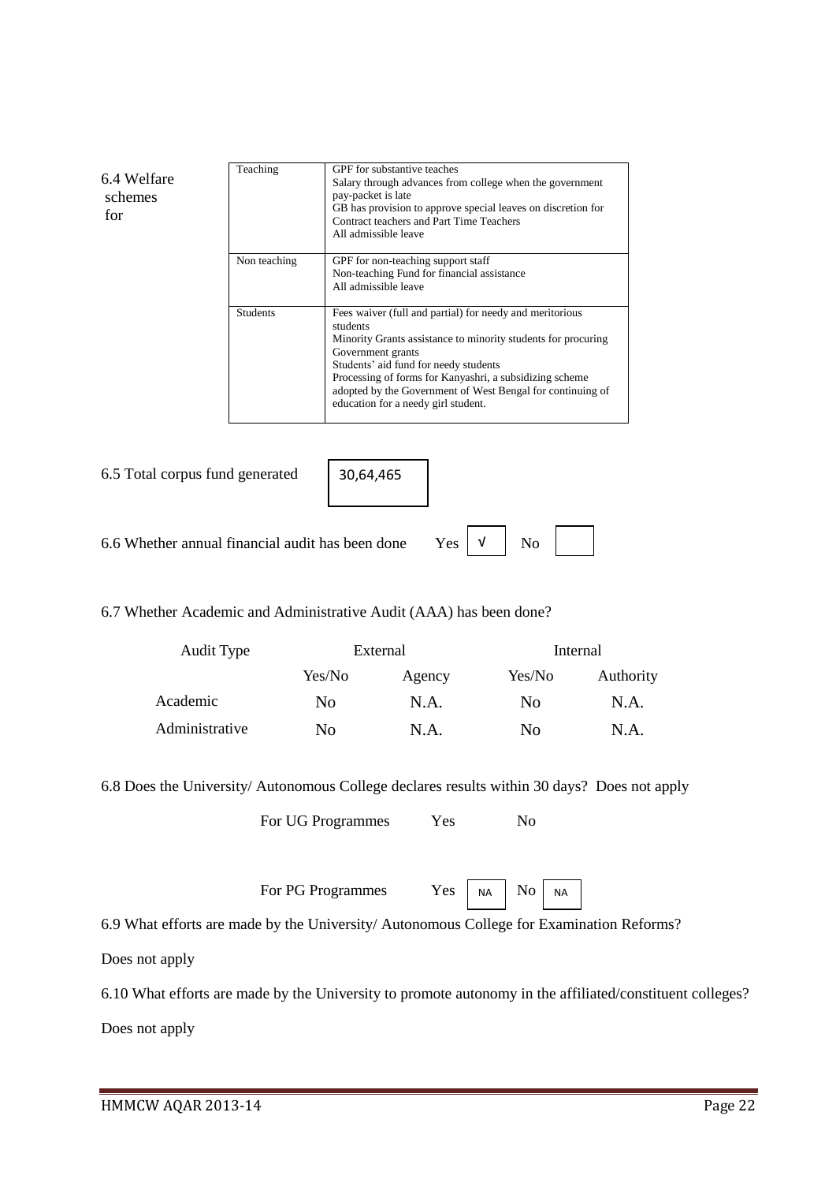6.4 Welfare schemes for

| | |
|---|---|
| Teaching | GPF for substantive teaches<br>Salary through advances from college when the government pay-packet is late<br>GB has provision to approve special leaves on discretion for Contract teachers and Part Time Teachers<br>All admissible leave |
| Non teaching | GPF for non-teaching support staff<br>Non-teaching Fund for financial assistance<br>All admissible leave |
| Students | Fees waiver (full and partial) for needy and meritorious students<br>Minority Grants assistance to minority students for procuring Government grants<br>Students' aid fund for needy students<br>Processing of forms for Kanyashri, a subsidizing scheme adopted by the Government of West Bengal for continuing of education for a needy girl student. |

6.5 Total corpus fund generated: 30,64,465

6.6 Whether annual financial audit has been done Yes √ No

6.7 Whether Academic and Administrative Audit (AAA) has been done?

| Audit Type | External | | Internal | |
|---|---|---|---|---|
| | Yes/No | Agency | Yes/No | Authority |
| Academic | No | N.A. | No | N.A. |
| Administrative | No | N.A. | No | N.A. |

6.8 Does the University/ Autonomous College declares results within 30 days? Does not apply

For UG Programmes Yes No

For PG Programmes Yes NA No NA

6.9 What efforts are made by the University/ Autonomous College for Examination Reforms?

Does not apply

6.10 What efforts are made by the University to promote autonomy in the affiliated/constituent colleges?

Does not apply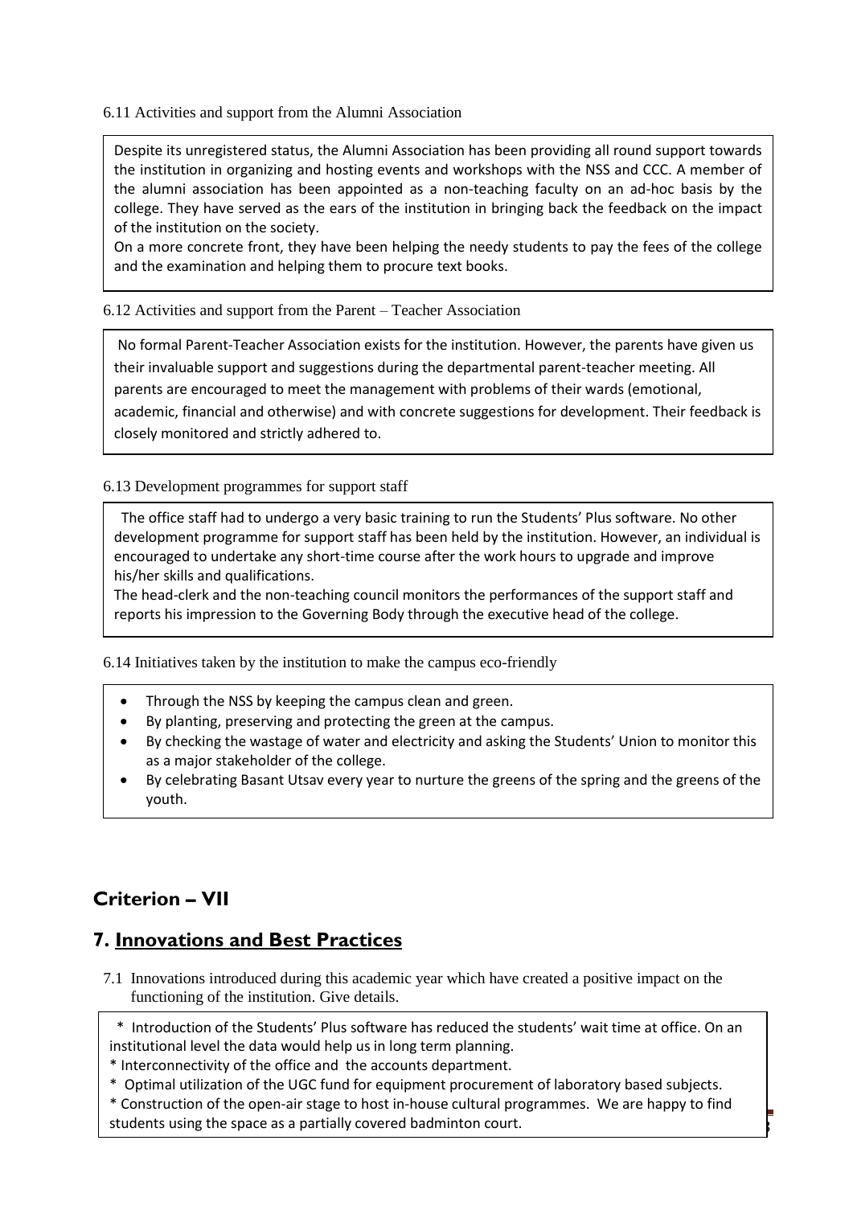6.11 Activities and support from the Alumni Association

Despite its unregistered status, the Alumni Association has been providing all round support towards the institution in organizing and hosting events and workshops with the NSS and CCC. A member of the alumni association has been appointed as a non-teaching faculty on an ad-hoc basis by the college. They have served as the ears of the institution in bringing back the feedback on the impact of the institution on the society.

On a more concrete front, they have been helping the needy students to pay the fees of the college and the examination and helping them to procure text books.

6.12 Activities and support from the Parent – Teacher Association

No formal Parent-Teacher Association exists for the institution. However, the parents have given us their invaluable support and suggestions during the departmental parent-teacher meeting. All parents are encouraged to meet the management with problems of their wards (emotional, academic, financial and otherwise) and with concrete suggestions for development. Their feedback is closely monitored and strictly adhered to.

6.13 Development programmes for support staff

The office staff had to undergo a very basic training to run the Students' Plus software. No other development programme for support staff has been held by the institution. However, an individual is encouraged to undertake any short-time course after the work hours to upgrade and improve his/her skills and qualifications.

The head-clerk and the non-teaching council monitors the performances of the support staff and reports his impression to the Governing Body through the executive head of the college.

6.14 Initiatives taken by the institution to make the campus eco-friendly

- Through the NSS by keeping the campus clean and green.
- By planting, preserving and protecting the green at the campus.
- By checking the wastage of water and electricity and asking the Students' Union to monitor this as a major stakeholder of the college.
- By celebrating Basant Utsav every year to nurture the greens of the spring and the greens of the youth.

## Criterion – VII

## 7. Innovations and Best Practices

7.1 Innovations introduced during this academic year which have created a positive impact on the functioning of the institution. Give details.

* Introduction of the Students' Plus software has reduced the students' wait time at office. On an institutional level the data would help us in long term planning.
* Interconnectivity of the office and the accounts department.
* Optimal utilization of the UGC fund for equipment procurement of laboratory based subjects.
* Construction of the open-air stage to host in-house cultural programmes. We are happy to find students using the space as a partially covered badminton court.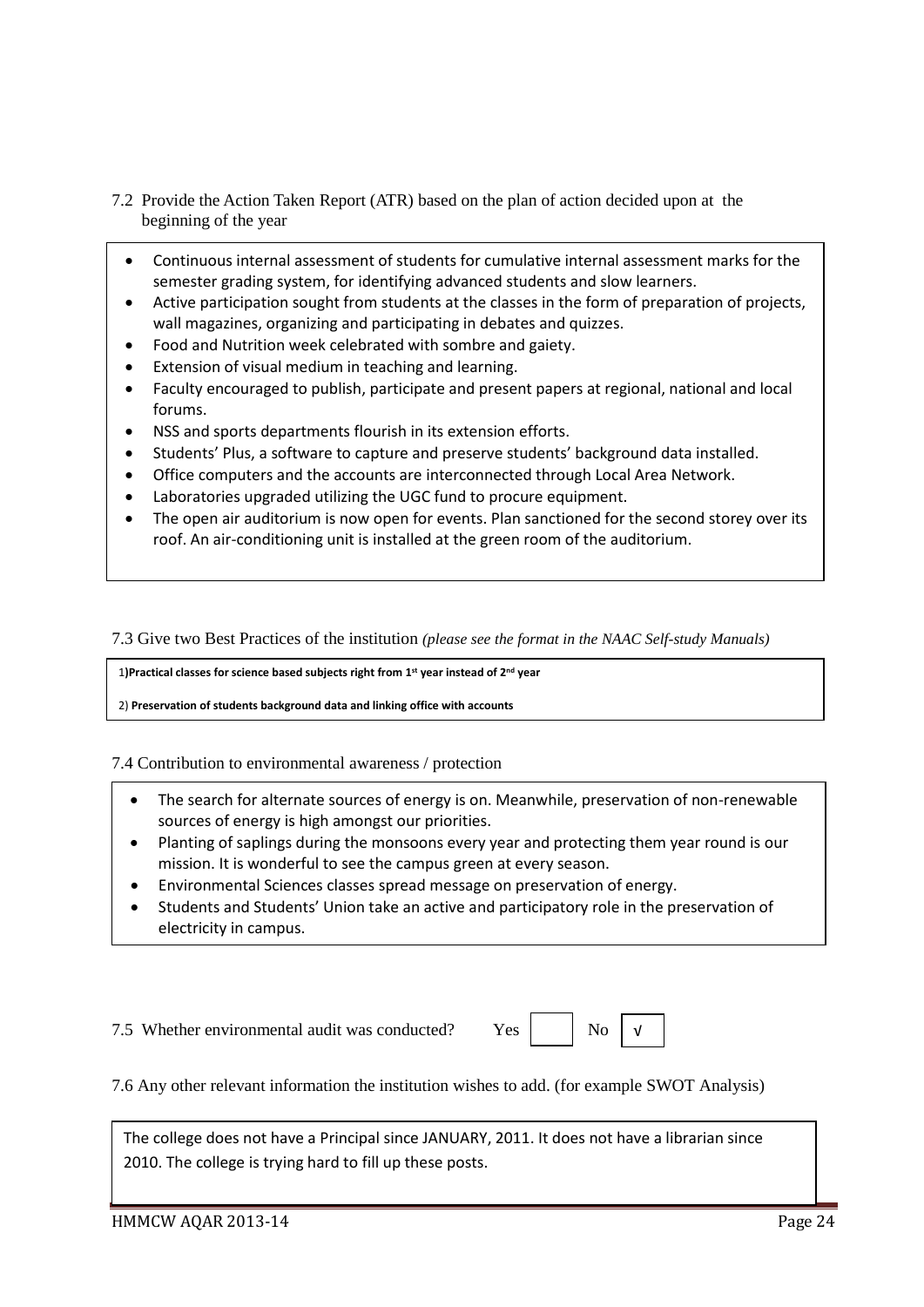7.2 Provide the Action Taken Report (ATR) based on the plan of action decided upon at the beginning of the year

- Continuous internal assessment of students for cumulative internal assessment marks for the semester grading system, for identifying advanced students and slow learners.
- Active participation sought from students at the classes in the form of preparation of projects, wall magazines, organizing and participating in debates and quizzes.
- Food and Nutrition week celebrated with sombre and gaiety.
- Extension of visual medium in teaching and learning.
- Faculty encouraged to publish, participate and present papers at regional, national and local forums.
- NSS and sports departments flourish in its extension efforts.
- Students' Plus, a software to capture and preserve students' background data installed.
- Office computers and the accounts are interconnected through Local Area Network.
- Laboratories upgraded utilizing the UGC fund to procure equipment.
- The open air auditorium is now open for events. Plan sanctioned for the second storey over its roof. An air-conditioning unit is installed at the green room of the auditorium.

7.3 Give two Best Practices of the institution *(please see the format in the NAAC Self-study Manuals)*

1) **Practical classes for science based subjects right from 1st year instead of 2nd year**

2) **Preservation of students background data and linking office with accounts**

7.4 Contribution to environmental awareness / protection

- The search for alternate sources of energy is on. Meanwhile, preservation of non-renewable sources of energy is high amongst our priorities.
- Planting of saplings during the monsoons every year and protecting them year round is our mission. It is wonderful to see the campus green at every season.
- Environmental Sciences classes spread message on preservation of energy.
- Students and Students' Union take an active and participatory role in the preservation of electricity in campus.

7.5 Whether environmental audit was conducted? Yes [ ] No [√]

7.6 Any other relevant information the institution wishes to add. (for example SWOT Analysis)

The college does not have a Principal since JANUARY, 2011. It does not have a librarian since 2010. The college is trying hard to fill up these posts.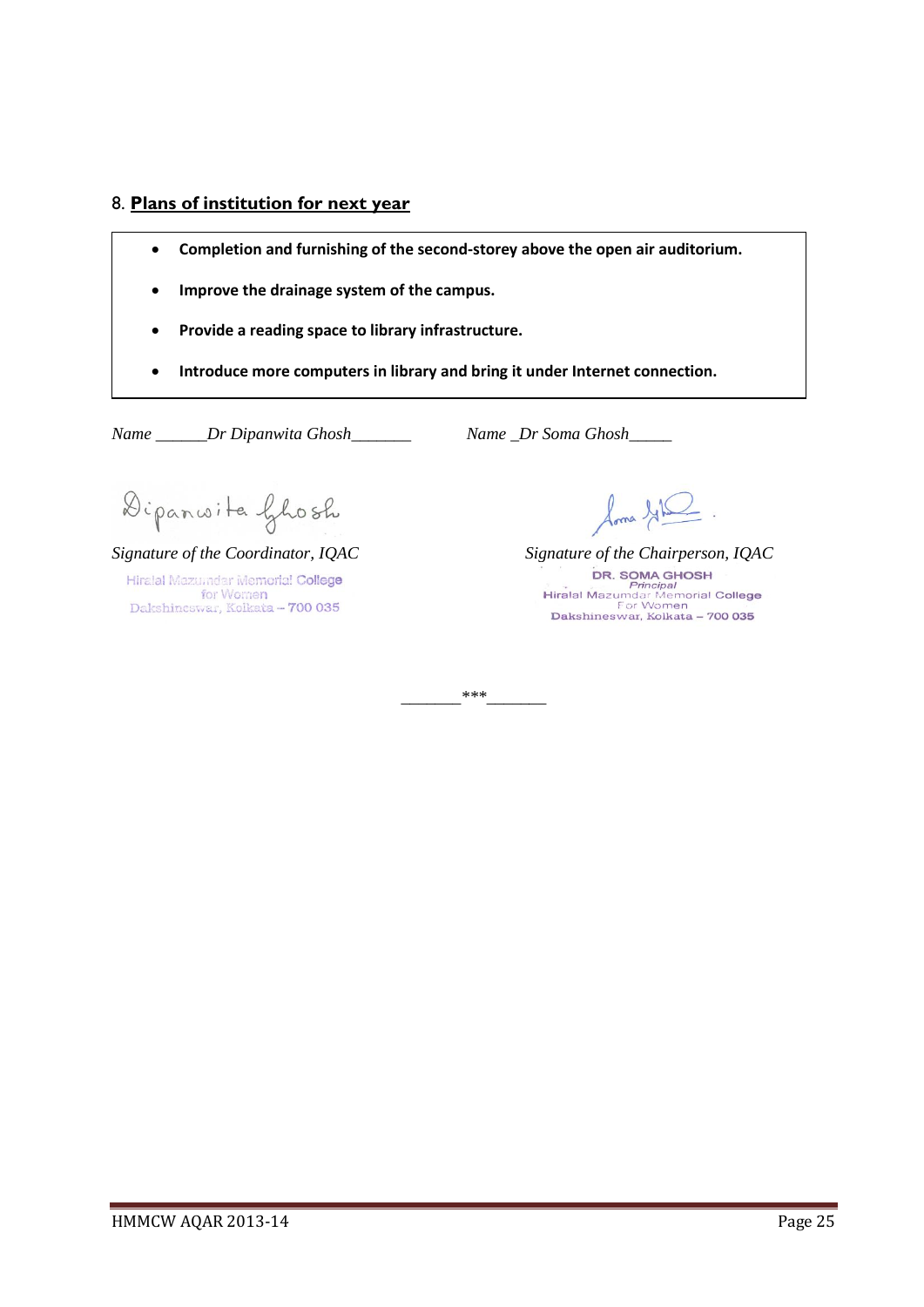## 8. **Plans of institution for next year**

- **Completion and furnishing of the second-storey above the open air auditorium.**
- **Improve the drainage system of the campus.**
- **Provide a reading space to library infrastructure.**
- **Introduce more computers in library and bring it under Internet connection.**

*Name ______Dr Dipanwita Ghosh_______*

*Signature of the Coordinator, IQAC*

Hiralal Mazumdar Memorial College for Women
Dakshineswar, Kolkata – 700 035

*Name _Dr Soma Ghosh_____*

*Signature of the Chairperson, IQAC*

DR. SOMA GHOSH
*Principal*
Hiralal Mazumdar Memorial College For Women
Dakshineswar, Kolkata – 700 035

_______***_______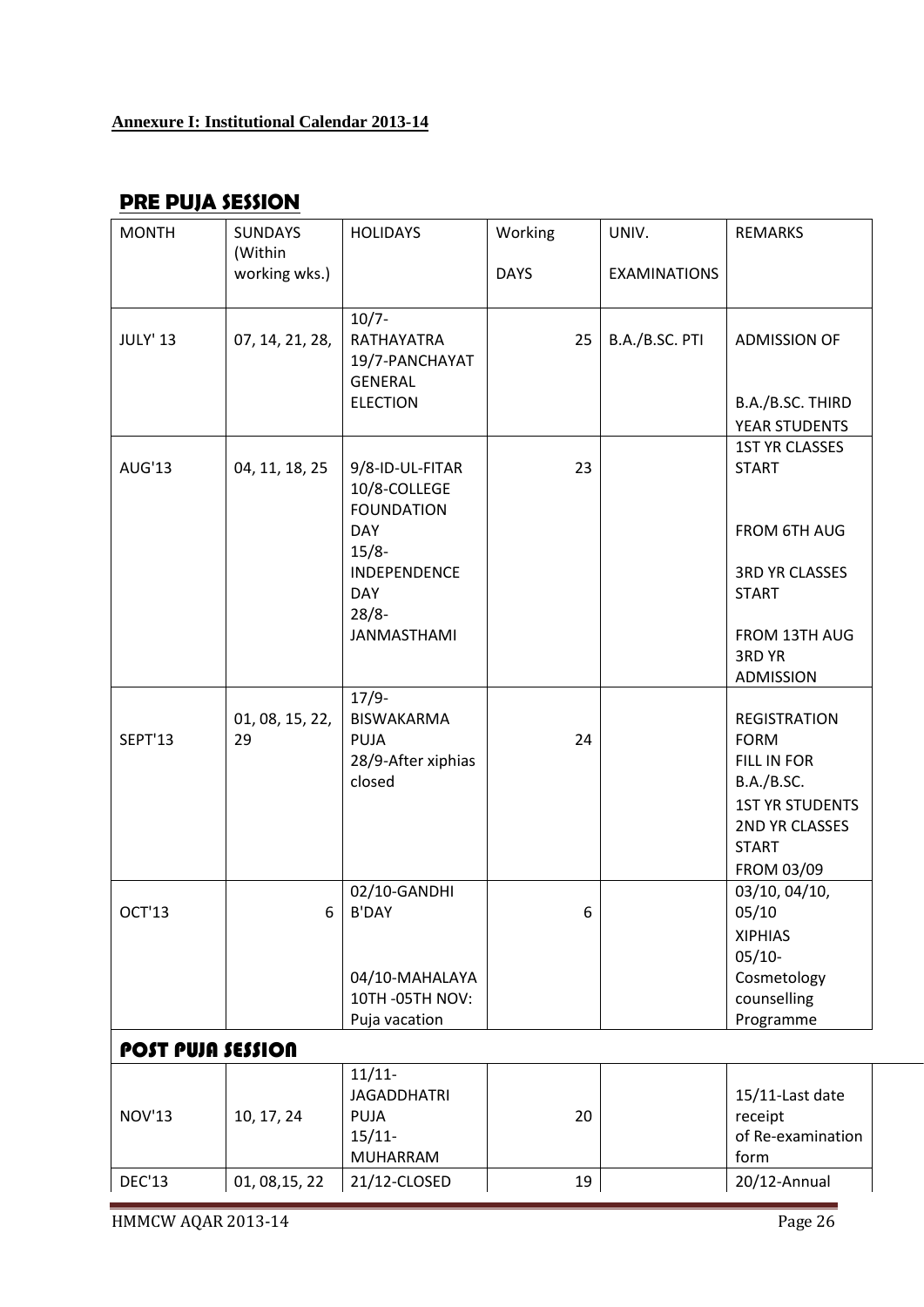**Annexure I: Institutional Calendar 2013-14**

## PRE PUJA SESSION

| MONTH | SUNDAYS (Within working wks.) | HOLIDAYS | Working DAYS | UNIV. EXAMINATIONS | REMARKS |
|---|---|---|---|---|---|
| JULY' 13 | 07, 14, 21, 28, | 10/7-RATHAYATRA 19/7-PANCHAYAT GENERAL ELECTION | 25 | B.A./B.SC. PTI | ADMISSION OF B.A./B.SC. THIRD YEAR STUDENTS |
| AUG'13 | 04, 11, 18, 25 | 9/8-ID-UL-FITAR 10/8-COLLEGE FOUNDATION DAY 15/8-INDEPENDENCE DAY 28/8-JANMASTHAMI | 23 | | 1ST YR CLASSES START FROM 6TH AUG 3RD YR CLASSES START FROM 13TH AUG 3RD YR ADMISSION |
| SEPT'13 | 01, 08, 15, 22, 29 | 17/9-BISWAKARMA PUJA 28/9-After xiphias closed | 24 | | REGISTRATION FORM FILL IN FOR B.A./B.SC. 1ST YR STUDENTS 2ND YR CLASSES START FROM 03/09 |
| OCT'13 | 6 | 02/10-GANDHI B'DAY 04/10-MAHALAYA 10TH -05TH NOV: Puja vacation | 6 | | 03/10, 04/10, 05/10 XIPHIAS 05/10-Cosmetology counselling Programme |

## POST PUJA SESSION

| MONTH | SUNDAYS (Within working wks.) | HOLIDAYS | Working DAYS | UNIV. EXAMINATIONS | REMARKS |
|---|---|---|---|---|---|
| NOV'13 | 10, 17, 24 | 11/11-JAGADDHATRI PUJA 15/11-MUHARRAM | 20 | | 15/11-Last date receipt of Re-examination form |
| DEC'13 | 01, 08,15, 22 | 21/12-CLOSED | 19 | | 20/12-Annual |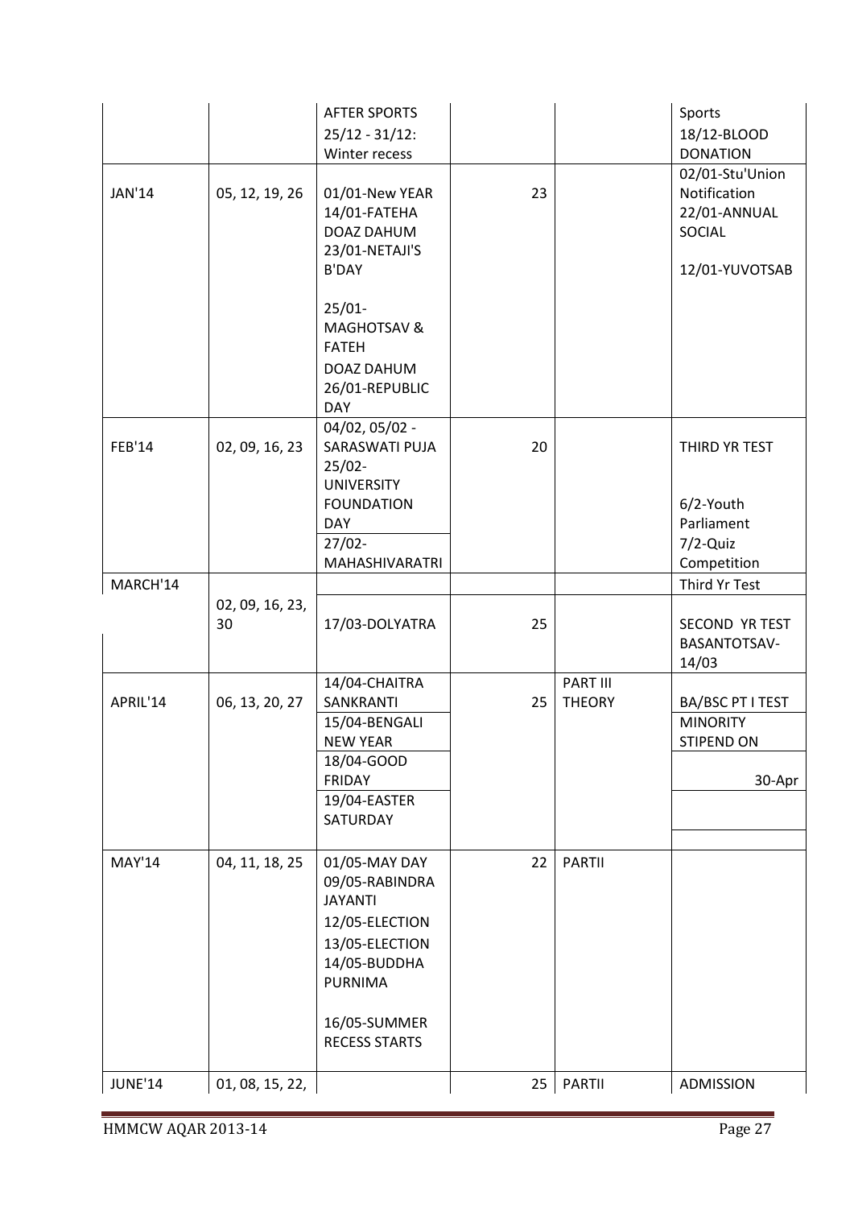| | | AFTER SPORTS 25/12 - 31/12: Winter recess | | | Sports 18/12-BLOOD DONATION |
|---|---|---|---|---|---|
| JAN'14 | 05, 12, 19, 26 | 01/01-New YEAR 14/01-FATEHA DOAZ DAHUM 23/01-NETAJI'S B'DAY 25/01-MAGHOTSAV & FATEH DOAZ DAHUM 26/01-REPUBLIC DAY | 23 | | 02/01-Stu'Union Notification 22/01-ANNUAL SOCIAL 12/01-YUVOTSAB |
| FEB'14 | 02, 09, 16, 23 | 04/02, 05/02 - SARASWATI PUJA 25/02-UNIVERSITY FOUNDATION DAY 27/02-MAHASHIVARATRI | 20 | | THIRD YR TEST 6/2-Youth Parliament 7/2-Quiz Competition |
| MARCH'14 | 02, 09, 16, 23, 30 | 17/03-DOLYATRA | 25 | | Third Yr Test SECOND YR TEST BASANTOTSAV-14/03 |
| APRIL'14 | 06, 13, 20, 27 | 14/04-CHAITRA SANKRANTI 15/04-BENGALI NEW YEAR 18/04-GOOD FRIDAY 19/04-EASTER SATURDAY | 25 | PART III THEORY | BA/BSC PT I TEST MINORITY STIPEND ON 30-Apr |
| MAY'14 | 04, 11, 18, 25 | 01/05-MAY DAY 09/05-RABINDRA JAYANTI 12/05-ELECTION 13/05-ELECTION 14/05-BUDDHA PURNIMA 16/05-SUMMER RECESS STARTS | 22 | PARTII | |
| JUNE'14 | 01, 08, 15, 22, | | 25 | PARTII | ADMISSION |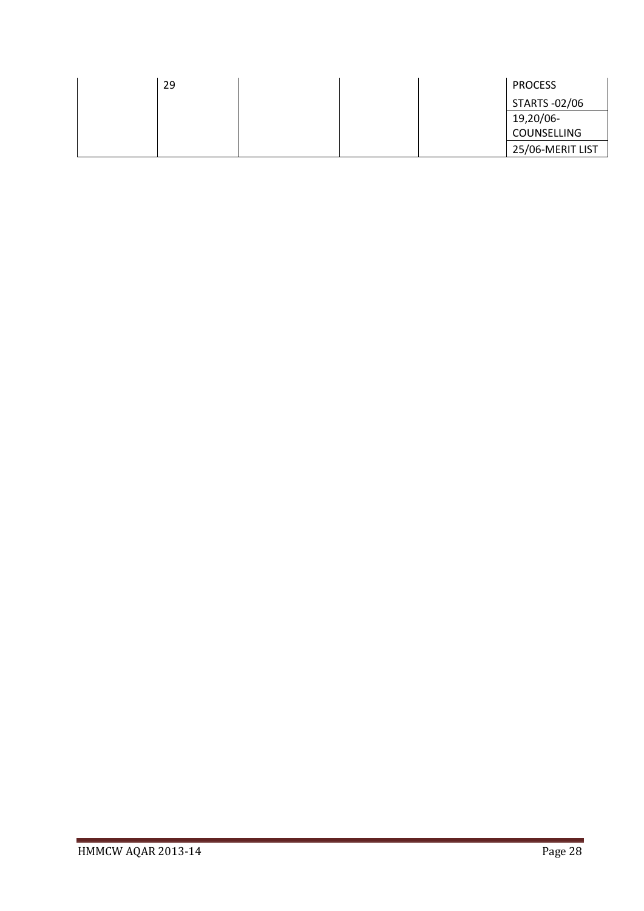| | | | | | |
|---|---|---|---|---|---|
| | 29 | | | | PROCESS STARTS -02/06 |
| | | | | | 19,20/06- COUNSELLING |
| | | | | | 25/06-MERIT LIST |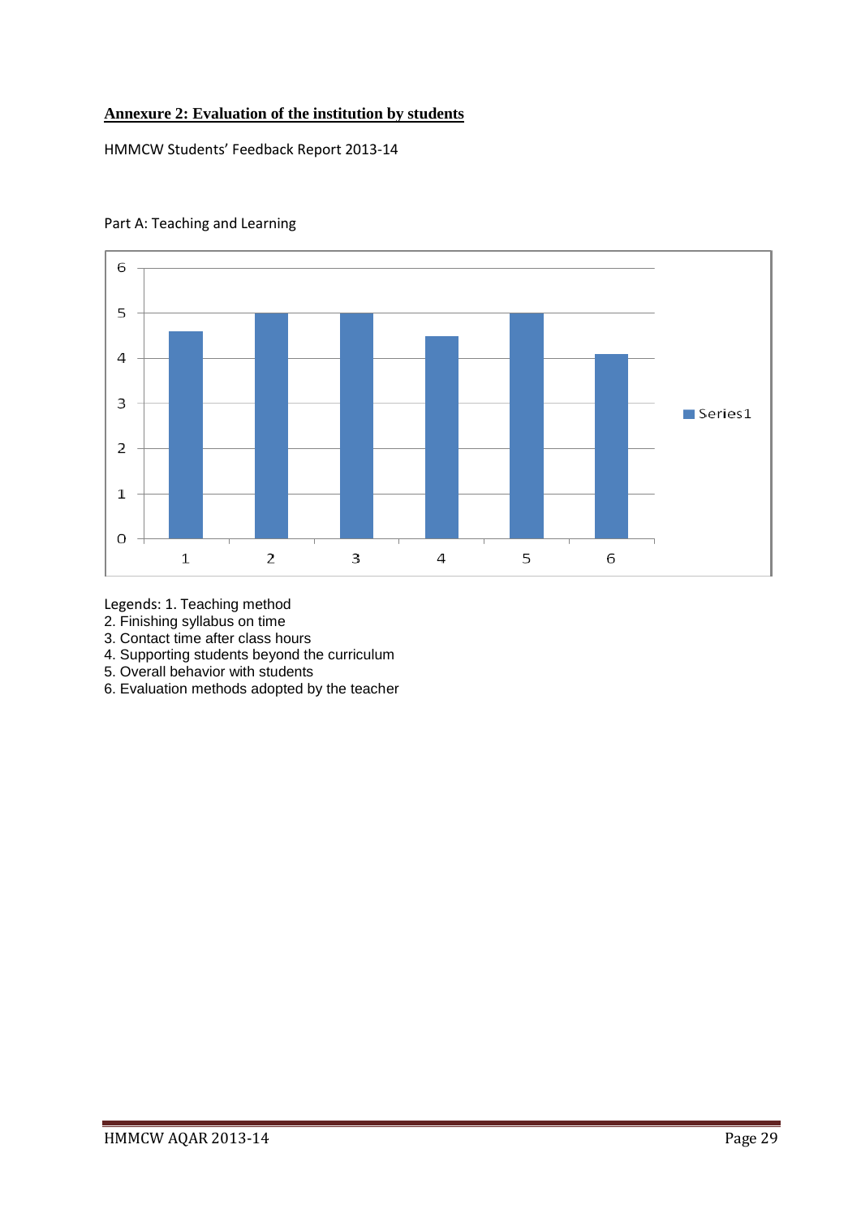**Annexure 2: Evaluation of the institution by students**

HMMCW Students' Feedback Report 2013-14

Part A: Teaching and Learning

Legends: 1. Teaching method
2. Finishing syllabus on time
3. Contact time after class hours
4. Supporting students beyond the curriculum
5. Overall behavior with students
6. Evaluation methods adopted by the teacher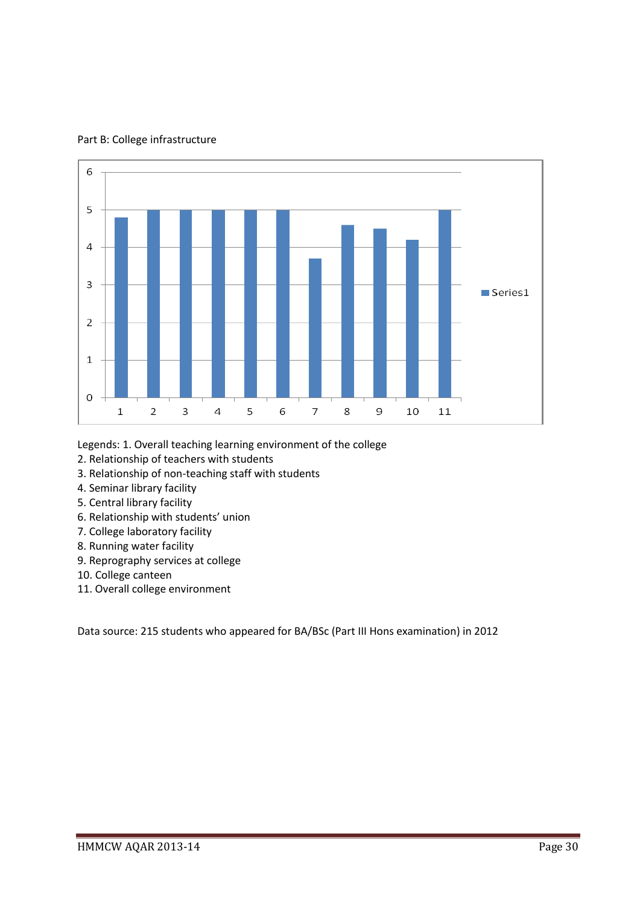Part B: College infrastructure

Legends: 1. Overall teaching learning environment of the college
2. Relationship of teachers with students
3. Relationship of non-teaching staff with students
4. Seminar library facility
5. Central library facility
6. Relationship with students' union
7. College laboratory facility
8. Running water facility
9. Reprography services at college
10. College canteen
11. Overall college environment

Data source: 215 students who appeared for BA/BSc (Part III Hons examination) in 2012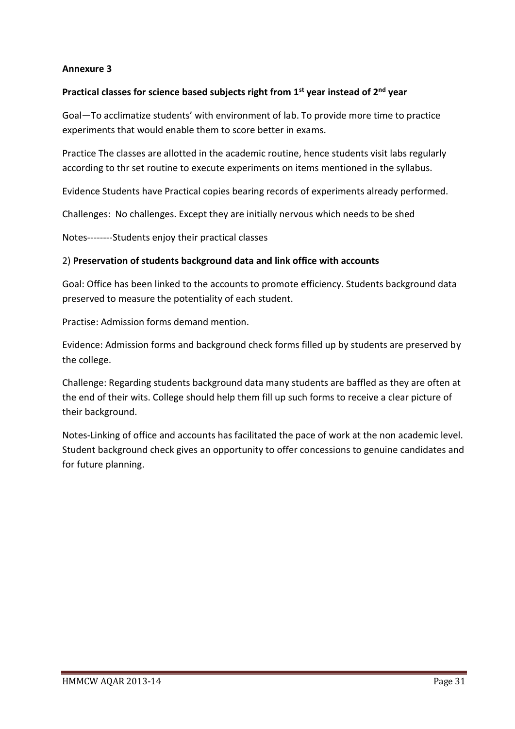**Annexure 3**

**Practical classes for science based subjects right from 1st year instead of 2nd year**

Goal—To acclimatize students' with environment of lab. To provide more time to practice experiments that would enable them to score better in exams.

Practice The classes are allotted in the academic routine, hence students visit labs regularly according to thr set routine to execute experiments on items mentioned in the syllabus.

Evidence Students have Practical copies bearing records of experiments already performed.

Challenges: No challenges. Except they are initially nervous which needs to be shed

Notes--------Students enjoy their practical classes

2) **Preservation of students background data and link office with accounts**

Goal: Office has been linked to the accounts to promote efficiency. Students background data preserved to measure the potentiality of each student.

Practise: Admission forms demand mention.

Evidence: Admission forms and background check forms filled up by students are preserved by the college.

Challenge: Regarding students background data many students are baffled as they are often at the end of their wits. College should help them fill up such forms to receive a clear picture of their background.

Notes-Linking of office and accounts has facilitated the pace of work at the non academic level. Student background check gives an opportunity to offer concessions to genuine candidates and for future planning.